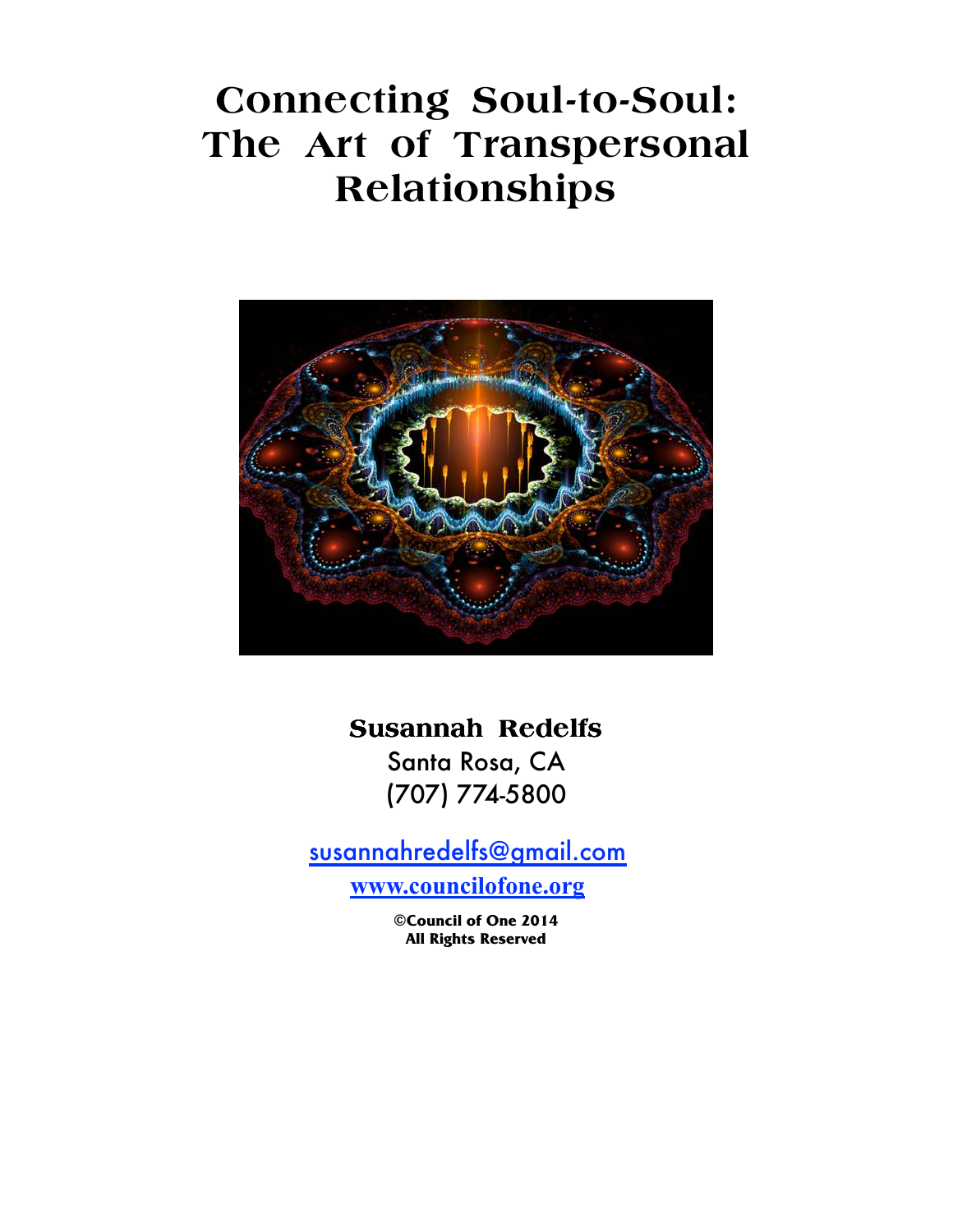# Connecting Soul-to-Soul: The Art of Transpersonal Relationships

**Susannah Redelfs**

Santa Rosa, CA

(707) 774-5800

susannahredelfs@gmail.com

www.councilofone.org

**©Council of One 2014**
**All Rights Reserved**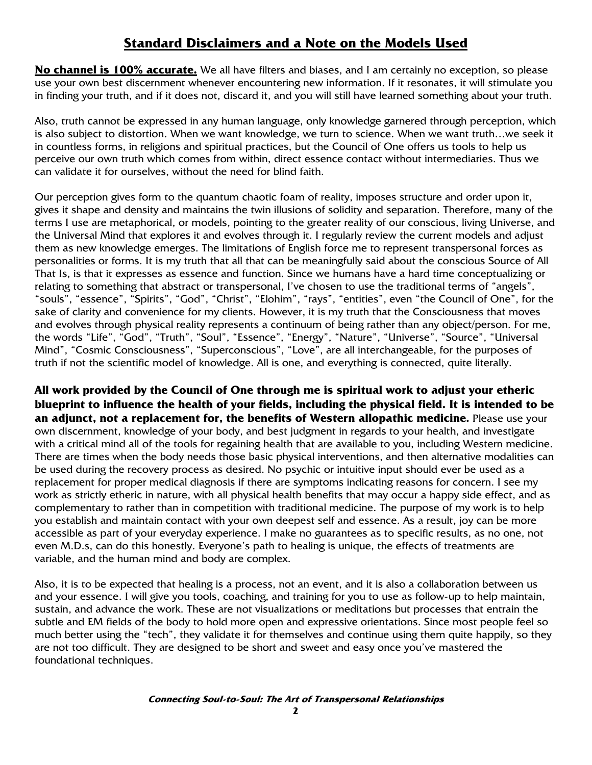## Standard Disclaimers and a Note on the Models Used

**No channel is 100% accurate.** We all have filters and biases, and I am certainly no exception, so please use your own best discernment whenever encountering new information. If it resonates, it will stimulate you in finding your truth, and if it does not, discard it, and you will still have learned something about your truth.

Also, truth cannot be expressed in any human language, only knowledge garnered through perception, which is also subject to distortion. When we want knowledge, we turn to science. When we want truth…we seek it in countless forms, in religions and spiritual practices, but the Council of One offers us tools to help us perceive our own truth which comes from within, direct essence contact without intermediaries. Thus we can validate it for ourselves, without the need for blind faith.

Our perception gives form to the quantum chaotic foam of reality, imposes structure and order upon it, gives it shape and density and maintains the twin illusions of solidity and separation. Therefore, many of the terms I use are metaphorical, or models, pointing to the greater reality of our conscious, living Universe, and the Universal Mind that explores it and evolves through it. I regularly review the current models and adjust them as new knowledge emerges. The limitations of English force me to represent transpersonal forces as personalities or forms. It is my truth that all that can be meaningfully said about the conscious Source of All That Is, is that it expresses as essence and function. Since we humans have a hard time conceptualizing or relating to something that abstract or transpersonal, I've chosen to use the traditional terms of "angels", "souls", "essence", "Spirits", "God", "Christ", "Elohim", "rays", "entities", even "the Council of One", for the sake of clarity and convenience for my clients. However, it is my truth that the Consciousness that moves and evolves through physical reality represents a continuum of being rather than any object/person. For me, the words "Life", "God", "Truth", "Soul", "Essence", "Energy", "Nature", "Universe", "Source", "Universal Mind", "Cosmic Consciousness", "Superconscious", "Love", are all interchangeable, for the purposes of truth if not the scientific model of knowledge. All is one, and everything is connected, quite literally.

**All work provided by the Council of One through me is spiritual work to adjust your etheric blueprint to influence the health of your fields, including the physical field. It is intended to be an adjunct, not a replacement for, the benefits of Western allopathic medicine.** Please use your own discernment, knowledge of your body, and best judgment in regards to your health, and investigate with a critical mind all of the tools for regaining health that are available to you, including Western medicine. There are times when the body needs those basic physical interventions, and then alternative modalities can be used during the recovery process as desired. No psychic or intuitive input should ever be used as a replacement for proper medical diagnosis if there are symptoms indicating reasons for concern. I see my work as strictly etheric in nature, with all physical health benefits that may occur a happy side effect, and as complementary to rather than in competition with traditional medicine. The purpose of my work is to help you establish and maintain contact with your own deepest self and essence. As a result, joy can be more accessible as part of your everyday experience. I make no guarantees as to specific results, as no one, not even M.D.s, can do this honestly. Everyone's path to healing is unique, the effects of treatments are variable, and the human mind and body are complex.

Also, it is to be expected that healing is a process, not an event, and it is also a collaboration between us and your essence. I will give you tools, coaching, and training for you to use as follow-up to help maintain, sustain, and advance the work. These are not visualizations or meditations but processes that entrain the subtle and EM fields of the body to hold more open and expressive orientations. Since most people feel so much better using the "tech", they validate it for themselves and continue using them quite happily, so they are not too difficult. They are designed to be short and sweet and easy once you've mastered the foundational techniques.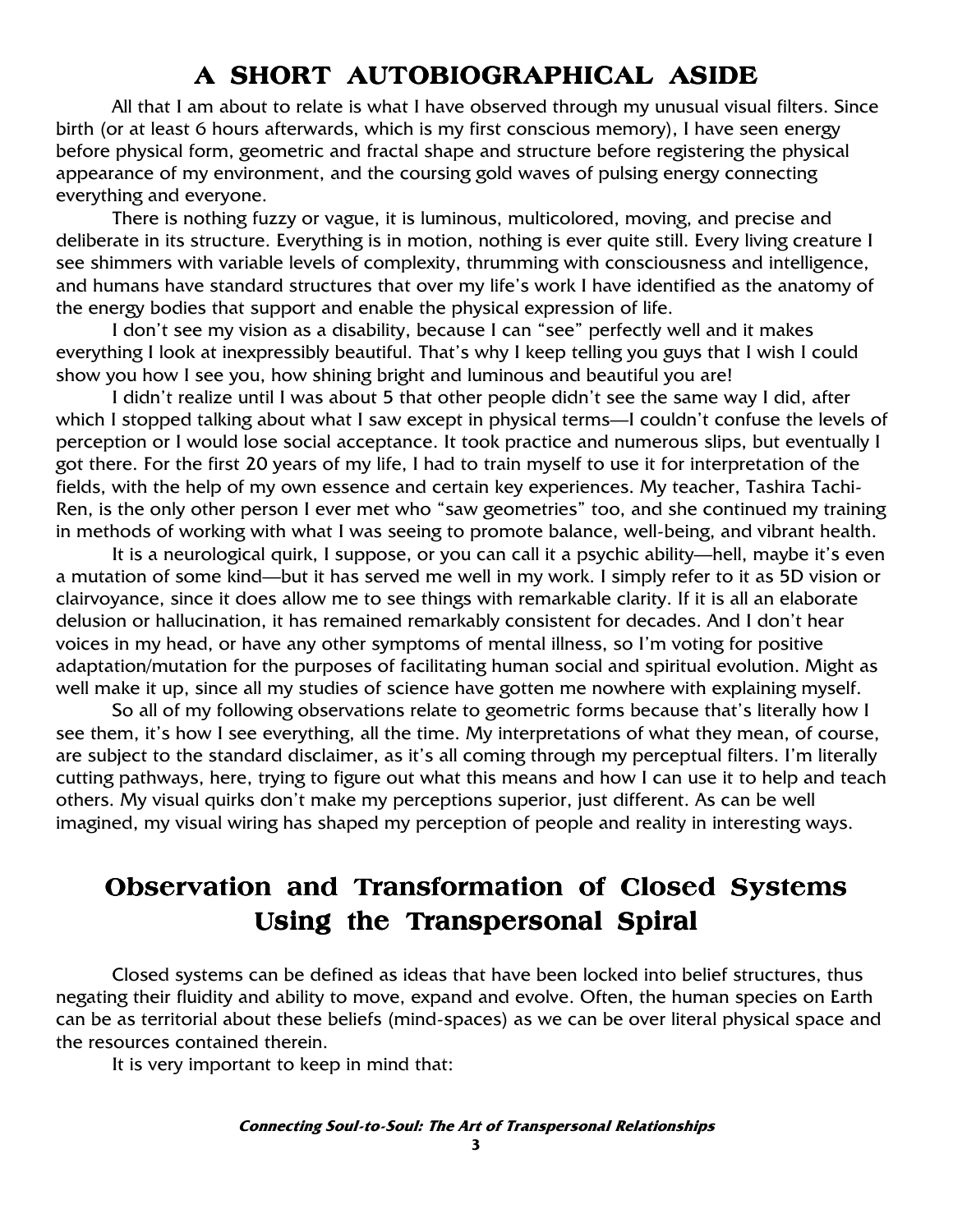## A SHORT AUTOBIOGRAPHICAL ASIDE

All that I am about to relate is what I have observed through my unusual visual filters. Since birth (or at least 6 hours afterwards, which is my first conscious memory), I have seen energy before physical form, geometric and fractal shape and structure before registering the physical appearance of my environment, and the coursing gold waves of pulsing energy connecting everything and everyone.

There is nothing fuzzy or vague, it is luminous, multicolored, moving, and precise and deliberate in its structure. Everything is in motion, nothing is ever quite still. Every living creature I see shimmers with variable levels of complexity, thrumming with consciousness and intelligence, and humans have standard structures that over my life's work I have identified as the anatomy of the energy bodies that support and enable the physical expression of life.

I don't see my vision as a disability, because I can "see" perfectly well and it makes everything I look at inexpressibly beautiful. That's why I keep telling you guys that I wish I could show you how I see you, how shining bright and luminous and beautiful you are!

I didn't realize until I was about 5 that other people didn't see the same way I did, after which I stopped talking about what I saw except in physical terms—I couldn't confuse the levels of perception or I would lose social acceptance. It took practice and numerous slips, but eventually I got there. For the first 20 years of my life, I had to train myself to use it for interpretation of the fields, with the help of my own essence and certain key experiences. My teacher, Tashira Tachi-Ren, is the only other person I ever met who "saw geometries" too, and she continued my training in methods of working with what I was seeing to promote balance, well-being, and vibrant health.

It is a neurological quirk, I suppose, or you can call it a psychic ability—hell, maybe it's even a mutation of some kind—but it has served me well in my work. I simply refer to it as 5D vision or clairvoyance, since it does allow me to see things with remarkable clarity. If it is all an elaborate delusion or hallucination, it has remained remarkably consistent for decades. And I don't hear voices in my head, or have any other symptoms of mental illness, so I'm voting for positive adaptation/mutation for the purposes of facilitating human social and spiritual evolution. Might as well make it up, since all my studies of science have gotten me nowhere with explaining myself.

So all of my following observations relate to geometric forms because that's literally how I see them, it's how I see everything, all the time. My interpretations of what they mean, of course, are subject to the standard disclaimer, as it's all coming through my perceptual filters. I'm literally cutting pathways, here, trying to figure out what this means and how I can use it to help and teach others. My visual quirks don't make my perceptions superior, just different. As can be well imagined, my visual wiring has shaped my perception of people and reality in interesting ways.

## Observation and Transformation of Closed Systems Using the Transpersonal Spiral

Closed systems can be defined as ideas that have been locked into belief structures, thus negating their fluidity and ability to move, expand and evolve. Often, the human species on Earth can be as territorial about these beliefs (mind-spaces) as we can be over literal physical space and the resources contained therein.

It is very important to keep in mind that: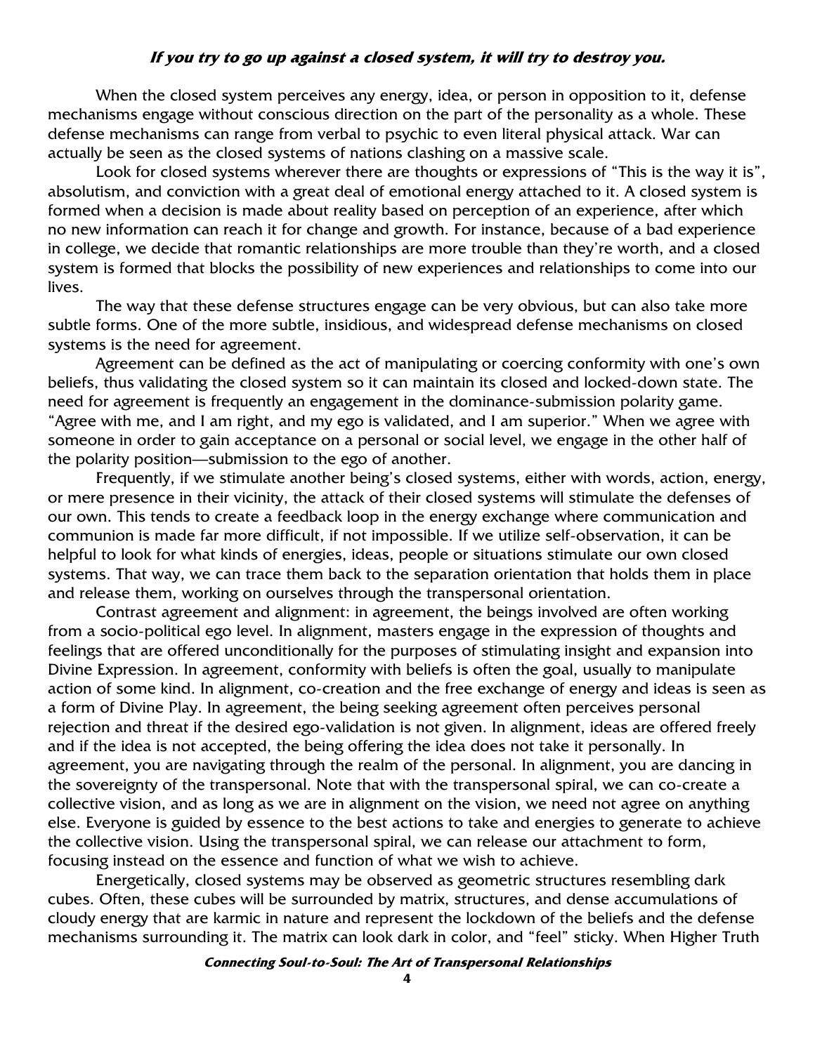***If you try to go up against a closed system, it will try to destroy you.***

When the closed system perceives any energy, idea, or person in opposition to it, defense mechanisms engage without conscious direction on the part of the personality as a whole. These defense mechanisms can range from verbal to psychic to even literal physical attack. War can actually be seen as the closed systems of nations clashing on a massive scale.

Look for closed systems wherever there are thoughts or expressions of "This is the way it is", absolutism, and conviction with a great deal of emotional energy attached to it. A closed system is formed when a decision is made about reality based on perception of an experience, after which no new information can reach it for change and growth. For instance, because of a bad experience in college, we decide that romantic relationships are more trouble than they're worth, and a closed system is formed that blocks the possibility of new experiences and relationships to come into our lives.

The way that these defense structures engage can be very obvious, but can also take more subtle forms. One of the more subtle, insidious, and widespread defense mechanisms on closed systems is the need for agreement.

Agreement can be defined as the act of manipulating or coercing conformity with one's own beliefs, thus validating the closed system so it can maintain its closed and locked-down state. The need for agreement is frequently an engagement in the dominance-submission polarity game. "Agree with me, and I am right, and my ego is validated, and I am superior." When we agree with someone in order to gain acceptance on a personal or social level, we engage in the other half of the polarity position—submission to the ego of another.

Frequently, if we stimulate another being's closed systems, either with words, action, energy, or mere presence in their vicinity, the attack of their closed systems will stimulate the defenses of our own. This tends to create a feedback loop in the energy exchange where communication and communion is made far more difficult, if not impossible. If we utilize self-observation, it can be helpful to look for what kinds of energies, ideas, people or situations stimulate our own closed systems. That way, we can trace them back to the separation orientation that holds them in place and release them, working on ourselves through the transpersonal orientation.

Contrast agreement and alignment: in agreement, the beings involved are often working from a socio-political ego level. In alignment, masters engage in the expression of thoughts and feelings that are offered unconditionally for the purposes of stimulating insight and expansion into Divine Expression. In agreement, conformity with beliefs is often the goal, usually to manipulate action of some kind. In alignment, co-creation and the free exchange of energy and ideas is seen as a form of Divine Play. In agreement, the being seeking agreement often perceives personal rejection and threat if the desired ego-validation is not given. In alignment, ideas are offered freely and if the idea is not accepted, the being offering the idea does not take it personally. In agreement, you are navigating through the realm of the personal. In alignment, you are dancing in the sovereignty of the transpersonal. Note that with the transpersonal spiral, we can co-create a collective vision, and as long as we are in alignment on the vision, we need not agree on anything else. Everyone is guided by essence to the best actions to take and energies to generate to achieve the collective vision. Using the transpersonal spiral, we can release our attachment to form, focusing instead on the essence and function of what we wish to achieve.

Energetically, closed systems may be observed as geometric structures resembling dark cubes. Often, these cubes will be surrounded by matrix, structures, and dense accumulations of cloudy energy that are karmic in nature and represent the lockdown of the beliefs and the defense mechanisms surrounding it. The matrix can look dark in color, and "feel" sticky. When Higher Truth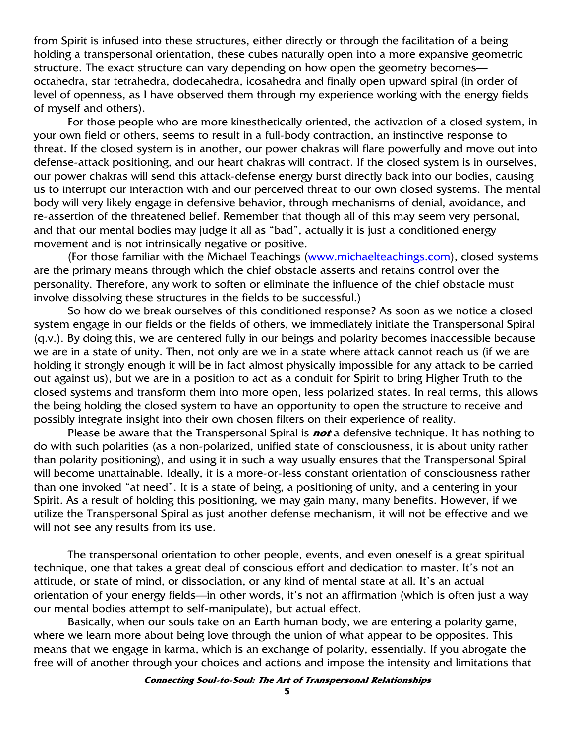from Spirit is infused into these structures, either directly or through the facilitation of a being holding a transpersonal orientation, these cubes naturally open into a more expansive geometric structure. The exact structure can vary depending on how open the geometry becomes—octahedra, star tetrahedra, dodecahedra, icosahedra and finally open upward spiral (in order of level of openness, as I have observed them through my experience working with the energy fields of myself and others).

For those people who are more kinesthetically oriented, the activation of a closed system, in your own field or others, seems to result in a full-body contraction, an instinctive response to threat. If the closed system is in another, our power chakras will flare powerfully and move out into defense-attack positioning, and our heart chakras will contract. If the closed system is in ourselves, our power chakras will send this attack-defense energy burst directly back into our bodies, causing us to interrupt our interaction with and our perceived threat to our own closed systems. The mental body will very likely engage in defensive behavior, through mechanisms of denial, avoidance, and re-assertion of the threatened belief. Remember that though all of this may seem very personal, and that our mental bodies may judge it all as "bad", actually it is just a conditioned energy movement and is not intrinsically negative or positive.

(For those familiar with the Michael Teachings ([www.michaelteachings.com](http://www.michaelteachings.com)), closed systems are the primary means through which the chief obstacle asserts and retains control over the personality. Therefore, any work to soften or eliminate the influence of the chief obstacle must involve dissolving these structures in the fields to be successful.)

So how do we break ourselves of this conditioned response? As soon as we notice a closed system engage in our fields or the fields of others, we immediately initiate the Transpersonal Spiral (q.v.). By doing this, we are centered fully in our beings and polarity becomes inaccessible because we are in a state of unity. Then, not only are we in a state where attack cannot reach us (if we are holding it strongly enough it will be in fact almost physically impossible for any attack to be carried out against us), but we are in a position to act as a conduit for Spirit to bring Higher Truth to the closed systems and transform them into more open, less polarized states. In real terms, this allows the being holding the closed system to have an opportunity to open the structure to receive and possibly integrate insight into their own chosen filters on their experience of reality.

Please be aware that the Transpersonal Spiral is ***not*** a defensive technique. It has nothing to do with such polarities (as a non-polarized, unified state of consciousness, it is about unity rather than polarity positioning), and using it in such a way usually ensures that the Transpersonal Spiral will become unattainable. Ideally, it is a more-or-less constant orientation of consciousness rather than one invoked "at need". It is a state of being, a positioning of unity, and a centering in your Spirit. As a result of holding this positioning, we may gain many, many benefits. However, if we utilize the Transpersonal Spiral as just another defense mechanism, it will not be effective and we will not see any results from its use.

The transpersonal orientation to other people, events, and even oneself is a great spiritual technique, one that takes a great deal of conscious effort and dedication to master. It's not an attitude, or state of mind, or dissociation, or any kind of mental state at all. It's an actual orientation of your energy fields—in other words, it's not an affirmation (which is often just a way our mental bodies attempt to self-manipulate), but actual effect.

Basically, when our souls take on an Earth human body, we are entering a polarity game, where we learn more about being love through the union of what appear to be opposites. This means that we engage in karma, which is an exchange of polarity, essentially. If you abrogate the free will of another through your choices and actions and impose the intensity and limitations that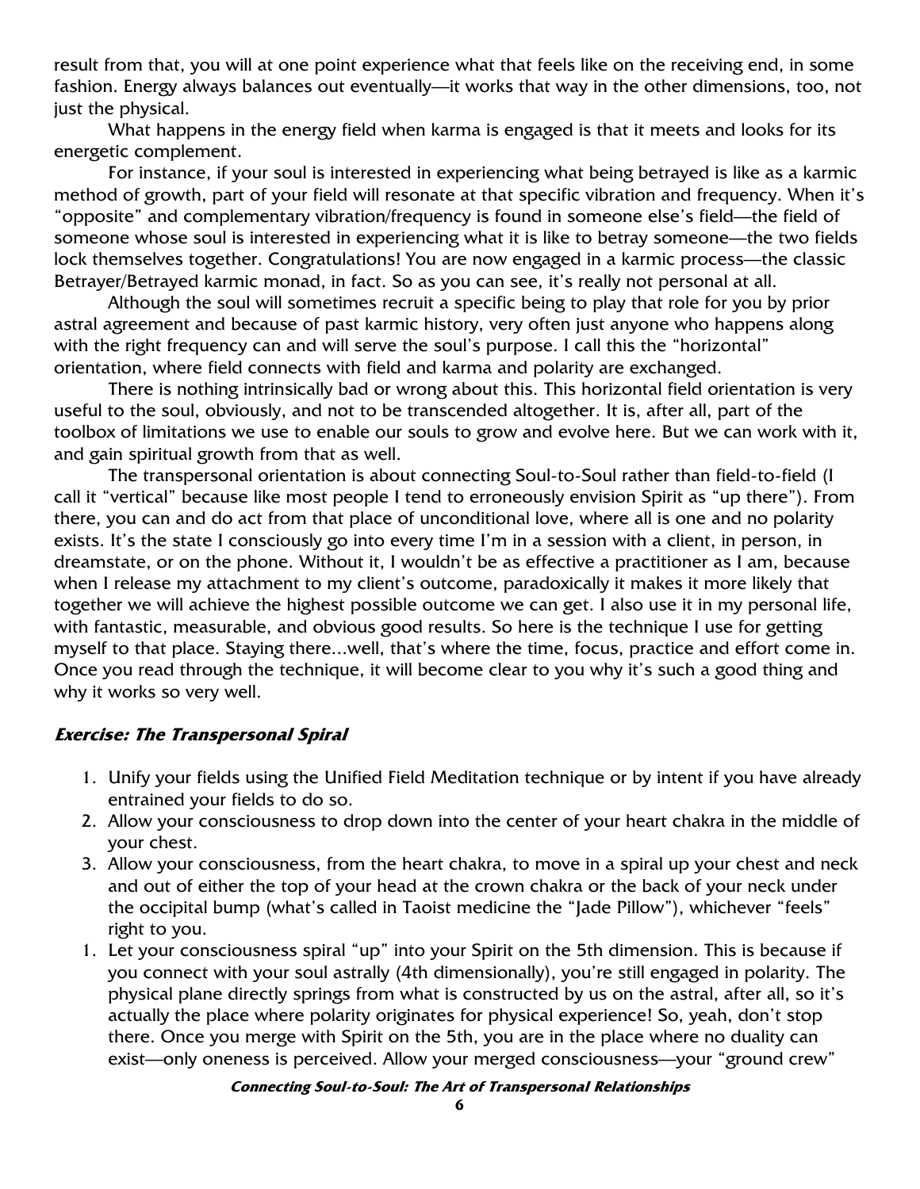result from that, you will at one point experience what that feels like on the receiving end, in some fashion. Energy always balances out eventually—it works that way in the other dimensions, too, not just the physical.

What happens in the energy field when karma is engaged is that it meets and looks for its energetic complement.

For instance, if your soul is interested in experiencing what being betrayed is like as a karmic method of growth, part of your field will resonate at that specific vibration and frequency. When it's "opposite" and complementary vibration/frequency is found in someone else's field—the field of someone whose soul is interested in experiencing what it is like to betray someone—the two fields lock themselves together. Congratulations! You are now engaged in a karmic process—the classic Betrayer/Betrayed karmic monad, in fact. So as you can see, it's really not personal at all.

Although the soul will sometimes recruit a specific being to play that role for you by prior astral agreement and because of past karmic history, very often just anyone who happens along with the right frequency can and will serve the soul's purpose. I call this the "horizontal" orientation, where field connects with field and karma and polarity are exchanged.

There is nothing intrinsically bad or wrong about this. This horizontal field orientation is very useful to the soul, obviously, and not to be transcended altogether. It is, after all, part of the toolbox of limitations we use to enable our souls to grow and evolve here. But we can work with it, and gain spiritual growth from that as well.

The transpersonal orientation is about connecting Soul-to-Soul rather than field-to-field (I call it "vertical" because like most people I tend to erroneously envision Spirit as "up there"). From there, you can and do act from that place of unconditional love, where all is one and no polarity exists. It's the state I consciously go into every time I'm in a session with a client, in person, in dreamstate, or on the phone. Without it, I wouldn't be as effective a practitioner as I am, because when I release my attachment to my client's outcome, paradoxically it makes it more likely that together we will achieve the highest possible outcome we can get. I also use it in my personal life, with fantastic, measurable, and obvious good results. So here is the technique I use for getting myself to that place. Staying there...well, that's where the time, focus, practice and effort come in. Once you read through the technique, it will become clear to you why it's such a good thing and why it works so very well.

### ***Exercise: The Transpersonal Spiral***

1. Unify your fields using the Unified Field Meditation technique or by intent if you have already entrained your fields to do so.
2. Allow your consciousness to drop down into the center of your heart chakra in the middle of your chest.
3. Allow your consciousness, from the heart chakra, to move in a spiral up your chest and neck and out of either the top of your head at the crown chakra or the back of your neck under the occipital bump (what's called in Taoist medicine the "Jade Pillow"), whichever "feels" right to you.
1. Let your consciousness spiral "up" into your Spirit on the 5th dimension. This is because if you connect with your soul astrally (4th dimensionally), you're still engaged in polarity. The physical plane directly springs from what is constructed by us on the astral, after all, so it's actually the place where polarity originates for physical experience! So, yeah, don't stop there. Once you merge with Spirit on the 5th, you are in the place where no duality can exist—only oneness is perceived. Allow your merged consciousness—your "ground crew"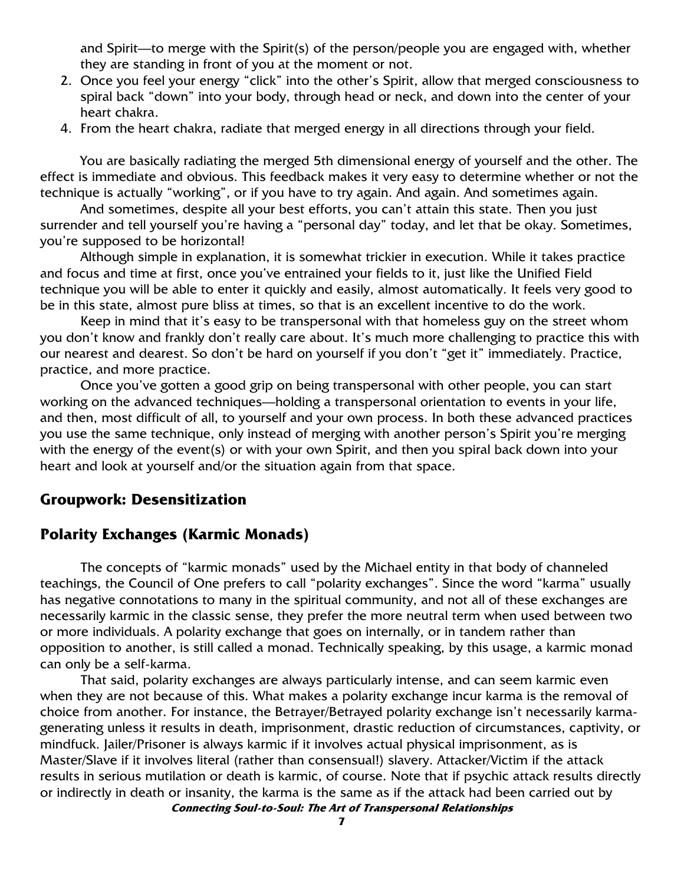and Spirit—to merge with the Spirit(s) of the person/people you are engaged with, whether they are standing in front of you at the moment or not.

2. Once you feel your energy "click" into the other's Spirit, allow that merged consciousness to spiral back "down" into your body, through head or neck, and down into the center of your heart chakra.
4. From the heart chakra, radiate that merged energy in all directions through your field.

You are basically radiating the merged 5th dimensional energy of yourself and the other. The effect is immediate and obvious. This feedback makes it very easy to determine whether or not the technique is actually "working", or if you have to try again. And again. And sometimes again.

And sometimes, despite all your best efforts, you can't attain this state. Then you just surrender and tell yourself you're having a "personal day" today, and let that be okay. Sometimes, you're supposed to be horizontal!

Although simple in explanation, it is somewhat trickier in execution. While it takes practice and focus and time at first, once you've entrained your fields to it, just like the Unified Field technique you will be able to enter it quickly and easily, almost automatically. It feels very good to be in this state, almost pure bliss at times, so that is an excellent incentive to do the work.

Keep in mind that it's easy to be transpersonal with that homeless guy on the street whom you don't know and frankly don't really care about. It's much more challenging to practice this with our nearest and dearest. So don't be hard on yourself if you don't "get it" immediately. Practice, practice, and more practice.

Once you've gotten a good grip on being transpersonal with other people, you can start working on the advanced techniques—holding a transpersonal orientation to events in your life, and then, most difficult of all, to yourself and your own process. In both these advanced practices you use the same technique, only instead of merging with another person's Spirit you're merging with the energy of the event(s) or with your own Spirit, and then you spiral back down into your heart and look at yourself and/or the situation again from that space.

## Groupwork: Desensitization

## Polarity Exchanges (Karmic Monads)

The concepts of "karmic monads" used by the Michael entity in that body of channeled teachings, the Council of One prefers to call "polarity exchanges". Since the word "karma" usually has negative connotations to many in the spiritual community, and not all of these exchanges are necessarily karmic in the classic sense, they prefer the more neutral term when used between two or more individuals. A polarity exchange that goes on internally, or in tandem rather than opposition to another, is still called a monad. Technically speaking, by this usage, a karmic monad can only be a self-karma.

That said, polarity exchanges are always particularly intense, and can seem karmic even when they are not because of this. What makes a polarity exchange incur karma is the removal of choice from another. For instance, the Betrayer/Betrayed polarity exchange isn't necessarily karma-generating unless it results in death, imprisonment, drastic reduction of circumstances, captivity, or mindfuck. Jailer/Prisoner is always karmic if it involves actual physical imprisonment, as is Master/Slave if it involves literal (rather than consensual!) slavery. Attacker/Victim if the attack results in serious mutilation or death is karmic, of course. Note that if psychic attack results directly or indirectly in death or insanity, the karma is the same as if the attack had been carried out by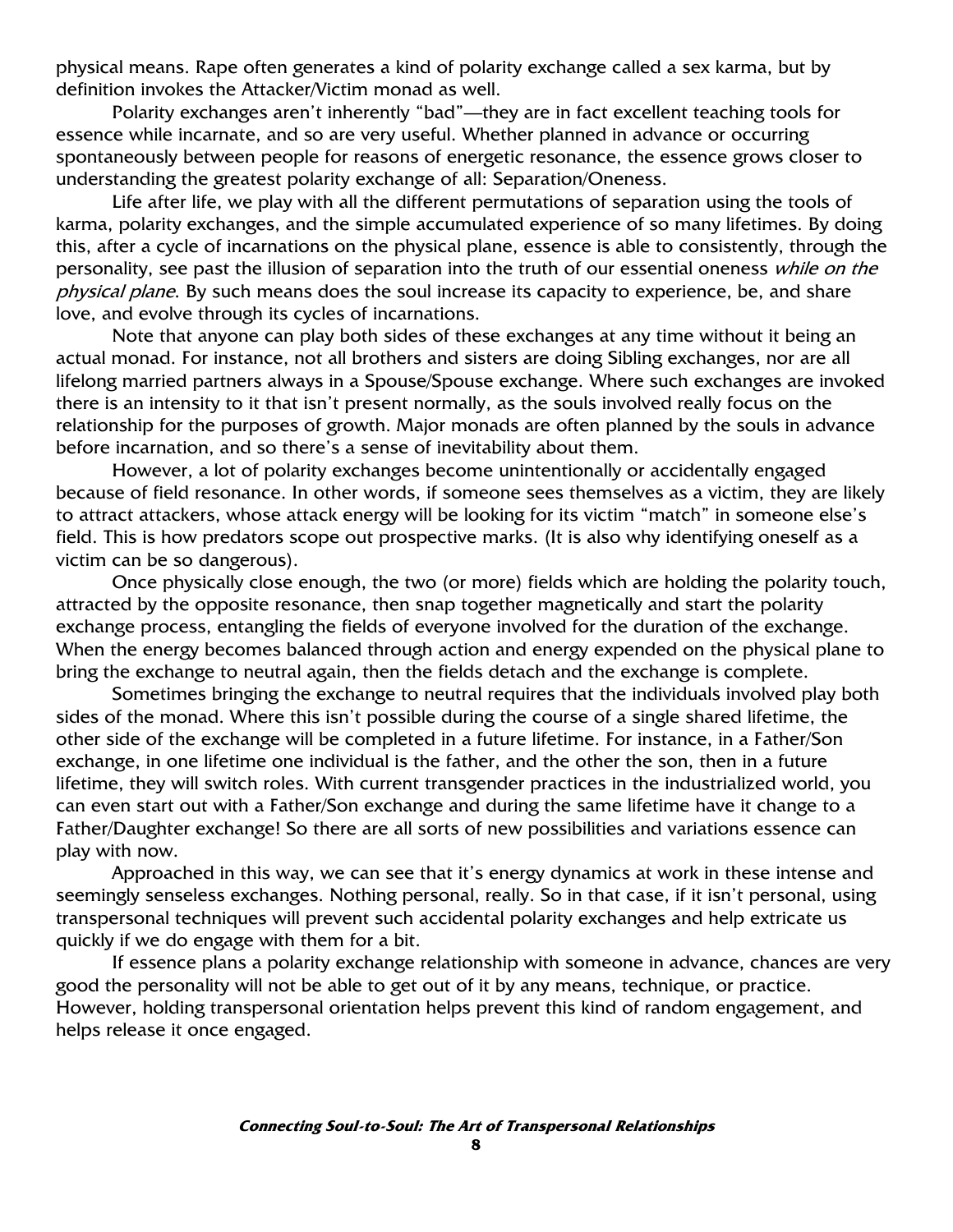physical means. Rape often generates a kind of polarity exchange called a sex karma, but by definition invokes the Attacker/Victim monad as well.

Polarity exchanges aren't inherently "bad"—they are in fact excellent teaching tools for essence while incarnate, and so are very useful. Whether planned in advance or occurring spontaneously between people for reasons of energetic resonance, the essence grows closer to understanding the greatest polarity exchange of all: Separation/Oneness.

Life after life, we play with all the different permutations of separation using the tools of karma, polarity exchanges, and the simple accumulated experience of so many lifetimes. By doing this, after a cycle of incarnations on the physical plane, essence is able to consistently, through the personality, see past the illusion of separation into the truth of our essential oneness *while on the physical plane*. By such means does the soul increase its capacity to experience, be, and share love, and evolve through its cycles of incarnations.

Note that anyone can play both sides of these exchanges at any time without it being an actual monad. For instance, not all brothers and sisters are doing Sibling exchanges, nor are all lifelong married partners always in a Spouse/Spouse exchange. Where such exchanges are invoked there is an intensity to it that isn't present normally, as the souls involved really focus on the relationship for the purposes of growth. Major monads are often planned by the souls in advance before incarnation, and so there's a sense of inevitability about them.

However, a lot of polarity exchanges become unintentionally or accidentally engaged because of field resonance. In other words, if someone sees themselves as a victim, they are likely to attract attackers, whose attack energy will be looking for its victim "match" in someone else's field. This is how predators scope out prospective marks. (It is also why identifying oneself as a victim can be so dangerous).

Once physically close enough, the two (or more) fields which are holding the polarity touch, attracted by the opposite resonance, then snap together magnetically and start the polarity exchange process, entangling the fields of everyone involved for the duration of the exchange. When the energy becomes balanced through action and energy expended on the physical plane to bring the exchange to neutral again, then the fields detach and the exchange is complete.

Sometimes bringing the exchange to neutral requires that the individuals involved play both sides of the monad. Where this isn't possible during the course of a single shared lifetime, the other side of the exchange will be completed in a future lifetime. For instance, in a Father/Son exchange, in one lifetime one individual is the father, and the other the son, then in a future lifetime, they will switch roles. With current transgender practices in the industrialized world, you can even start out with a Father/Son exchange and during the same lifetime have it change to a Father/Daughter exchange! So there are all sorts of new possibilities and variations essence can play with now.

Approached in this way, we can see that it's energy dynamics at work in these intense and seemingly senseless exchanges. Nothing personal, really. So in that case, if it isn't personal, using transpersonal techniques will prevent such accidental polarity exchanges and help extricate us quickly if we do engage with them for a bit.

If essence plans a polarity exchange relationship with someone in advance, chances are very good the personality will not be able to get out of it by any means, technique, or practice. However, holding transpersonal orientation helps prevent this kind of random engagement, and helps release it once engaged.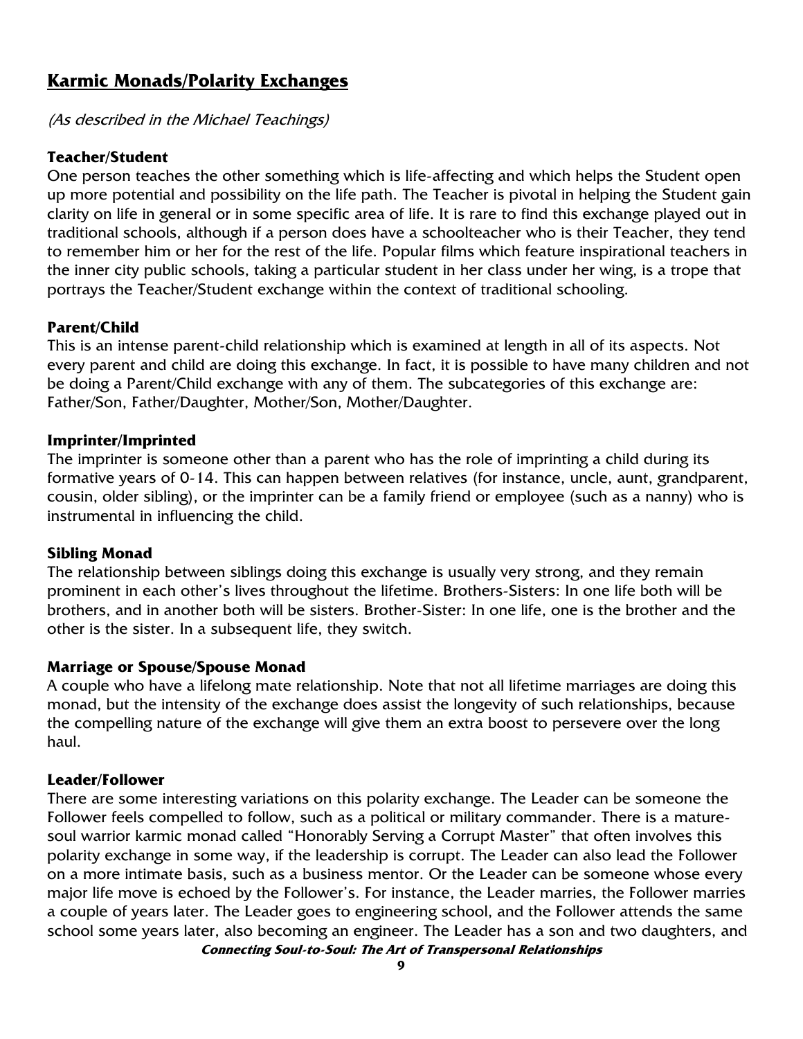## Karmic Monads/Polarity Exchanges

*(As described in the Michael Teachings)*

**Teacher/Student**
One person teaches the other something which is life-affecting and which helps the Student open up more potential and possibility on the life path. The Teacher is pivotal in helping the Student gain clarity on life in general or in some specific area of life. It is rare to find this exchange played out in traditional schools, although if a person does have a schoolteacher who is their Teacher, they tend to remember him or her for the rest of the life. Popular films which feature inspirational teachers in the inner city public schools, taking a particular student in her class under her wing, is a trope that portrays the Teacher/Student exchange within the context of traditional schooling.

**Parent/Child**
This is an intense parent-child relationship which is examined at length in all of its aspects. Not every parent and child are doing this exchange. In fact, it is possible to have many children and not be doing a Parent/Child exchange with any of them. The subcategories of this exchange are: Father/Son, Father/Daughter, Mother/Son, Mother/Daughter.

**Imprinter/Imprinted**
The imprinter is someone other than a parent who has the role of imprinting a child during its formative years of 0-14. This can happen between relatives (for instance, uncle, aunt, grandparent, cousin, older sibling), or the imprinter can be a family friend or employee (such as a nanny) who is instrumental in influencing the child.

**Sibling Monad**
The relationship between siblings doing this exchange is usually very strong, and they remain prominent in each other's lives throughout the lifetime. Brothers-Sisters: In one life both will be brothers, and in another both will be sisters. Brother-Sister: In one life, one is the brother and the other is the sister. In a subsequent life, they switch.

**Marriage or Spouse/Spouse Monad**
A couple who have a lifelong mate relationship. Note that not all lifetime marriages are doing this monad, but the intensity of the exchange does assist the longevity of such relationships, because the compelling nature of the exchange will give them an extra boost to persevere over the long haul.

**Leader/Follower**
There are some interesting variations on this polarity exchange. The Leader can be someone the Follower feels compelled to follow, such as a political or military commander. There is a mature-soul warrior karmic monad called "Honorably Serving a Corrupt Master" that often involves this polarity exchange in some way, if the leadership is corrupt. The Leader can also lead the Follower on a more intimate basis, such as a business mentor. Or the Leader can be someone whose every major life move is echoed by the Follower's. For instance, the Leader marries, the Follower marries a couple of years later. The Leader goes to engineering school, and the Follower attends the same school some years later, also becoming an engineer. The Leader has a son and two daughters, and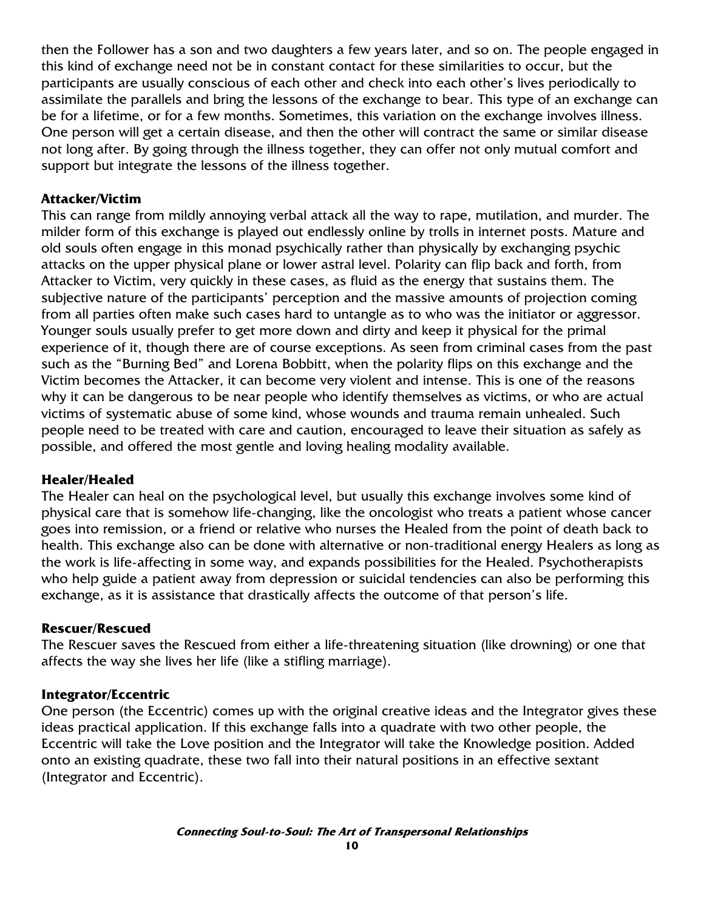then the Follower has a son and two daughters a few years later, and so on. The people engaged in this kind of exchange need not be in constant contact for these similarities to occur, but the participants are usually conscious of each other and check into each other's lives periodically to assimilate the parallels and bring the lessons of the exchange to bear. This type of an exchange can be for a lifetime, or for a few months. Sometimes, this variation on the exchange involves illness. One person will get a certain disease, and then the other will contract the same or similar disease not long after. By going through the illness together, they can offer not only mutual comfort and support but integrate the lessons of the illness together.

### Attacker/Victim

This can range from mildly annoying verbal attack all the way to rape, mutilation, and murder. The milder form of this exchange is played out endlessly online by trolls in internet posts. Mature and old souls often engage in this monad psychically rather than physically by exchanging psychic attacks on the upper physical plane or lower astral level. Polarity can flip back and forth, from Attacker to Victim, very quickly in these cases, as fluid as the energy that sustains them. The subjective nature of the participants' perception and the massive amounts of projection coming from all parties often make such cases hard to untangle as to who was the initiator or aggressor. Younger souls usually prefer to get more down and dirty and keep it physical for the primal experience of it, though there are of course exceptions. As seen from criminal cases from the past such as the "Burning Bed" and Lorena Bobbitt, when the polarity flips on this exchange and the Victim becomes the Attacker, it can become very violent and intense. This is one of the reasons why it can be dangerous to be near people who identify themselves as victims, or who are actual victims of systematic abuse of some kind, whose wounds and trauma remain unhealed. Such people need to be treated with care and caution, encouraged to leave their situation as safely as possible, and offered the most gentle and loving healing modality available.

### Healer/Healed

The Healer can heal on the psychological level, but usually this exchange involves some kind of physical care that is somehow life-changing, like the oncologist who treats a patient whose cancer goes into remission, or a friend or relative who nurses the Healed from the point of death back to health. This exchange also can be done with alternative or non-traditional energy Healers as long as the work is life-affecting in some way, and expands possibilities for the Healed. Psychotherapists who help guide a patient away from depression or suicidal tendencies can also be performing this exchange, as it is assistance that drastically affects the outcome of that person's life.

### Rescuer/Rescued

The Rescuer saves the Rescued from either a life-threatening situation (like drowning) or one that affects the way she lives her life (like a stifling marriage).

### Integrator/Eccentric

One person (the Eccentric) comes up with the original creative ideas and the Integrator gives these ideas practical application. If this exchange falls into a quadrate with two other people, the Eccentric will take the Love position and the Integrator will take the Knowledge position. Added onto an existing quadrate, these two fall into their natural positions in an effective sextant (Integrator and Eccentric).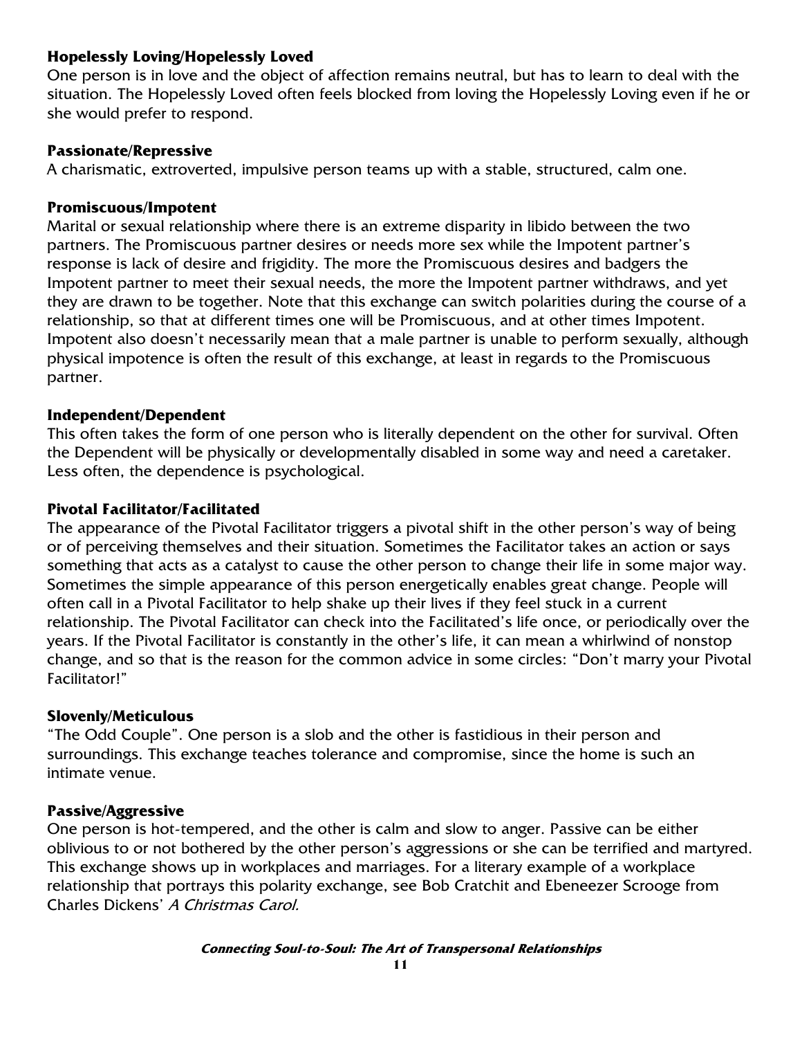**Hopelessly Loving/Hopelessly Loved**

One person is in love and the object of affection remains neutral, but has to learn to deal with the situation. The Hopelessly Loved often feels blocked from loving the Hopelessly Loving even if he or she would prefer to respond.

**Passionate/Repressive**

A charismatic, extroverted, impulsive person teams up with a stable, structured, calm one.

**Promiscuous/Impotent**

Marital or sexual relationship where there is an extreme disparity in libido between the two partners. The Promiscuous partner desires or needs more sex while the Impotent partner's response is lack of desire and frigidity. The more the Promiscuous desires and badgers the Impotent partner to meet their sexual needs, the more the Impotent partner withdraws, and yet they are drawn to be together. Note that this exchange can switch polarities during the course of a relationship, so that at different times one will be Promiscuous, and at other times Impotent. Impotent also doesn't necessarily mean that a male partner is unable to perform sexually, although physical impotence is often the result of this exchange, at least in regards to the Promiscuous partner.

**Independent/Dependent**

This often takes the form of one person who is literally dependent on the other for survival. Often the Dependent will be physically or developmentally disabled in some way and need a caretaker. Less often, the dependence is psychological.

**Pivotal Facilitator/Facilitated**

The appearance of the Pivotal Facilitator triggers a pivotal shift in the other person's way of being or of perceiving themselves and their situation. Sometimes the Facilitator takes an action or says something that acts as a catalyst to cause the other person to change their life in some major way. Sometimes the simple appearance of this person energetically enables great change. People will often call in a Pivotal Facilitator to help shake up their lives if they feel stuck in a current relationship. The Pivotal Facilitator can check into the Facilitated's life once, or periodically over the years. If the Pivotal Facilitator is constantly in the other's life, it can mean a whirlwind of nonstop change, and so that is the reason for the common advice in some circles: "Don't marry your Pivotal Facilitator!"

**Slovenly/Meticulous**

"The Odd Couple". One person is a slob and the other is fastidious in their person and surroundings. This exchange teaches tolerance and compromise, since the home is such an intimate venue.

**Passive/Aggressive**

One person is hot-tempered, and the other is calm and slow to anger. Passive can be either oblivious to or not bothered by the other person's aggressions or she can be terrified and martyred. This exchange shows up in workplaces and marriages. For a literary example of a workplace relationship that portrays this polarity exchange, see Bob Cratchit and Ebeneezer Scrooge from Charles Dickens' *A Christmas Carol.*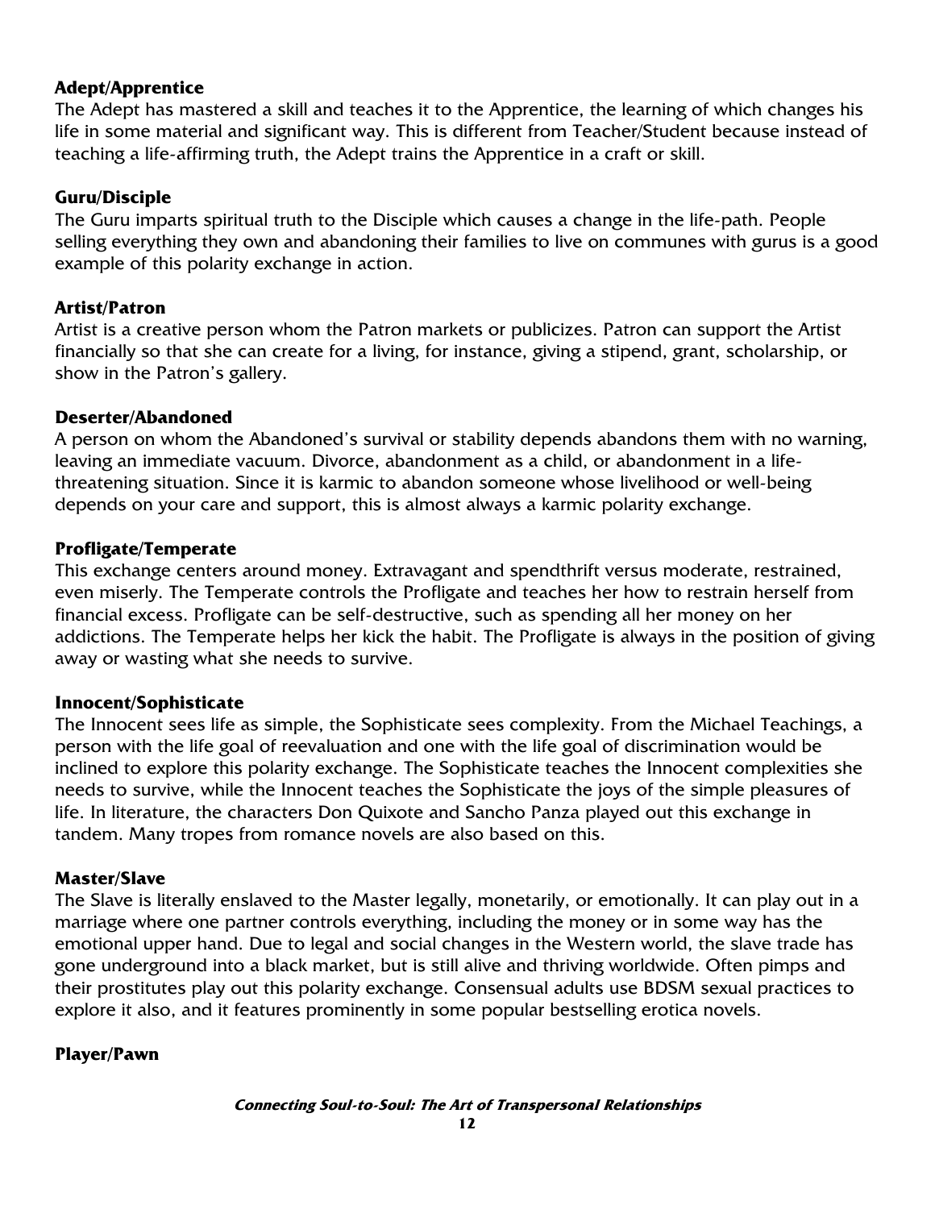**Adept/Apprentice**

The Adept has mastered a skill and teaches it to the Apprentice, the learning of which changes his life in some material and significant way. This is different from Teacher/Student because instead of teaching a life-affirming truth, the Adept trains the Apprentice in a craft or skill.

**Guru/Disciple**

The Guru imparts spiritual truth to the Disciple which causes a change in the life-path. People selling everything they own and abandoning their families to live on communes with gurus is a good example of this polarity exchange in action.

**Artist/Patron**

Artist is a creative person whom the Patron markets or publicizes. Patron can support the Artist financially so that she can create for a living, for instance, giving a stipend, grant, scholarship, or show in the Patron's gallery.

**Deserter/Abandoned**

A person on whom the Abandoned's survival or stability depends abandons them with no warning, leaving an immediate vacuum. Divorce, abandonment as a child, or abandonment in a life-threatening situation. Since it is karmic to abandon someone whose livelihood or well-being depends on your care and support, this is almost always a karmic polarity exchange.

**Profligate/Temperate**

This exchange centers around money. Extravagant and spendthrift versus moderate, restrained, even miserly. The Temperate controls the Profligate and teaches her how to restrain herself from financial excess. Profligate can be self-destructive, such as spending all her money on her addictions. The Temperate helps her kick the habit. The Profligate is always in the position of giving away or wasting what she needs to survive.

**Innocent/Sophisticate**

The Innocent sees life as simple, the Sophisticate sees complexity. From the Michael Teachings, a person with the life goal of reevaluation and one with the life goal of discrimination would be inclined to explore this polarity exchange. The Sophisticate teaches the Innocent complexities she needs to survive, while the Innocent teaches the Sophisticate the joys of the simple pleasures of life. In literature, the characters Don Quixote and Sancho Panza played out this exchange in tandem. Many tropes from romance novels are also based on this.

**Master/Slave**

The Slave is literally enslaved to the Master legally, monetarily, or emotionally. It can play out in a marriage where one partner controls everything, including the money or in some way has the emotional upper hand. Due to legal and social changes in the Western world, the slave trade has gone underground into a black market, but is still alive and thriving worldwide. Often pimps and their prostitutes play out this polarity exchange. Consensual adults use BDSM sexual practices to explore it also, and it features prominently in some popular bestselling erotica novels.

**Player/Pawn**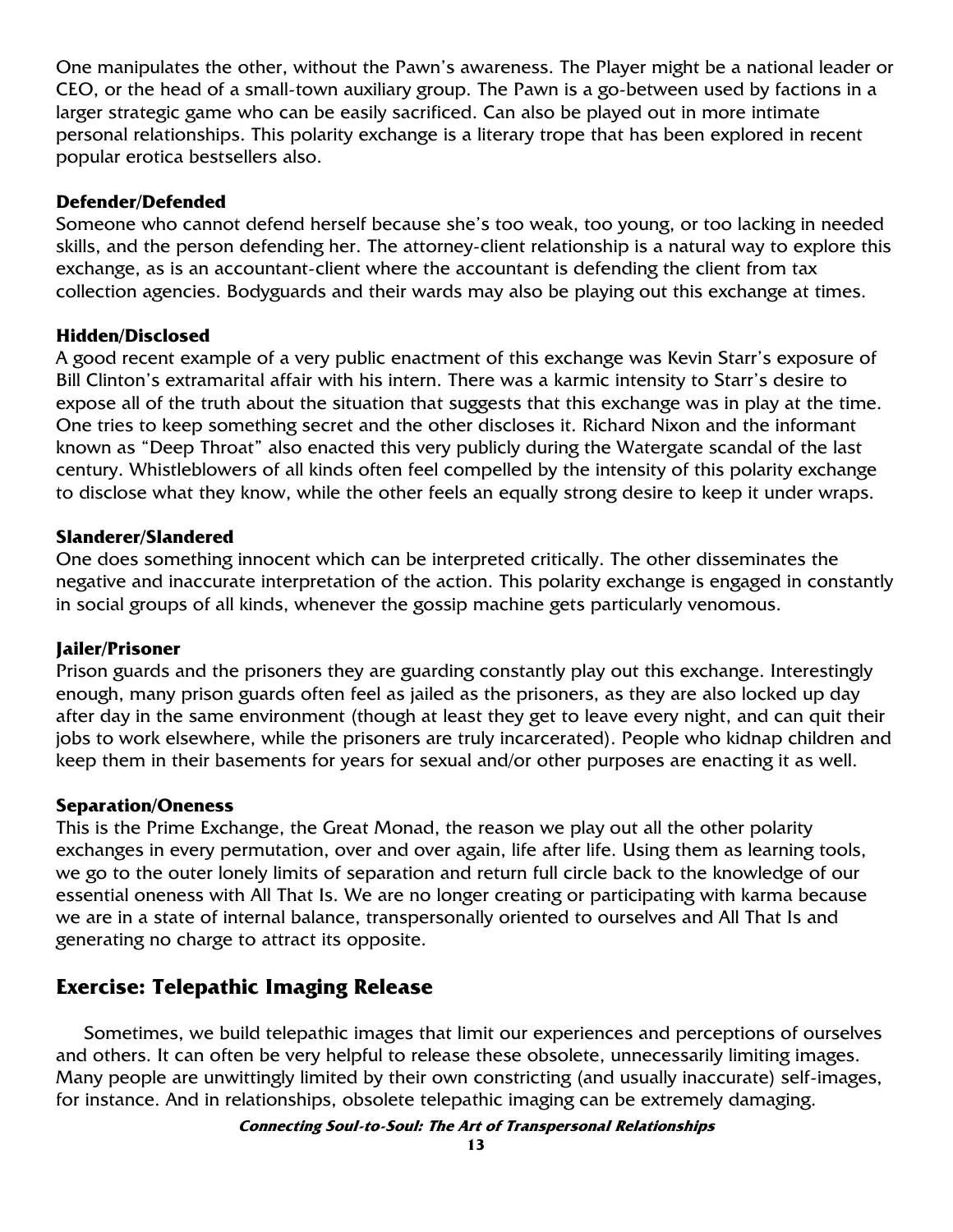One manipulates the other, without the Pawn's awareness. The Player might be a national leader or CEO, or the head of a small-town auxiliary group. The Pawn is a go-between used by factions in a larger strategic game who can be easily sacrificed. Can also be played out in more intimate personal relationships. This polarity exchange is a literary trope that has been explored in recent popular erotica bestsellers also.

**Defender/Defended**

Someone who cannot defend herself because she's too weak, too young, or too lacking in needed skills, and the person defending her. The attorney-client relationship is a natural way to explore this exchange, as is an accountant-client where the accountant is defending the client from tax collection agencies. Bodyguards and their wards may also be playing out this exchange at times.

**Hidden/Disclosed**

A good recent example of a very public enactment of this exchange was Kevin Starr's exposure of Bill Clinton's extramarital affair with his intern. There was a karmic intensity to Starr's desire to expose all of the truth about the situation that suggests that this exchange was in play at the time. One tries to keep something secret and the other discloses it. Richard Nixon and the informant known as "Deep Throat" also enacted this very publicly during the Watergate scandal of the last century. Whistleblowers of all kinds often feel compelled by the intensity of this polarity exchange to disclose what they know, while the other feels an equally strong desire to keep it under wraps.

**Slanderer/Slandered**

One does something innocent which can be interpreted critically. The other disseminates the negative and inaccurate interpretation of the action. This polarity exchange is engaged in constantly in social groups of all kinds, whenever the gossip machine gets particularly venomous.

**Jailer/Prisoner**

Prison guards and the prisoners they are guarding constantly play out this exchange. Interestingly enough, many prison guards often feel as jailed as the prisoners, as they are also locked up day after day in the same environment (though at least they get to leave every night, and can quit their jobs to work elsewhere, while the prisoners are truly incarcerated). People who kidnap children and keep them in their basements for years for sexual and/or other purposes are enacting it as well.

**Separation/Oneness**

This is the Prime Exchange, the Great Monad, the reason we play out all the other polarity exchanges in every permutation, over and over again, life after life. Using them as learning tools, we go to the outer lonely limits of separation and return full circle back to the knowledge of our essential oneness with All That Is. We are no longer creating or participating with karma because we are in a state of internal balance, transpersonally oriented to ourselves and All That Is and generating no charge to attract its opposite.

## Exercise: Telepathic Imaging Release

Sometimes, we build telepathic images that limit our experiences and perceptions of ourselves and others. It can often be very helpful to release these obsolete, unnecessarily limiting images. Many people are unwittingly limited by their own constricting (and usually inaccurate) self-images, for instance. And in relationships, obsolete telepathic imaging can be extremely damaging.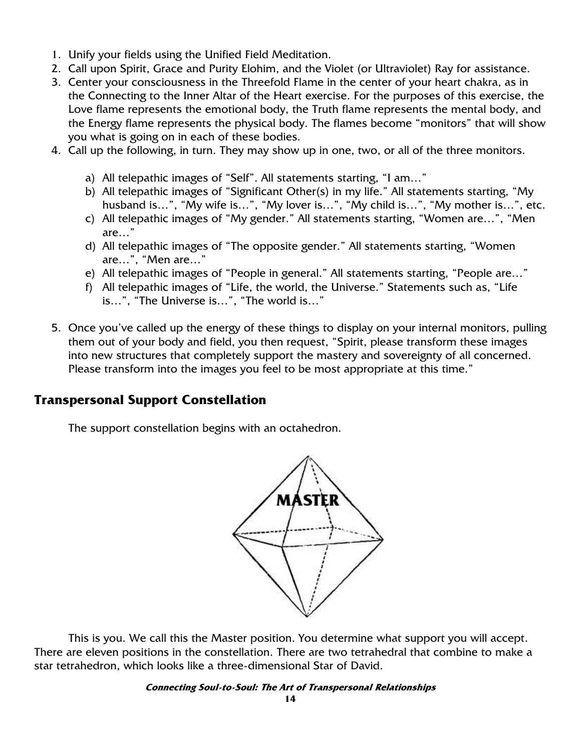1. Unify your fields using the Unified Field Meditation.
2. Call upon Spirit, Grace and Purity Elohim, and the Violet (or Ultraviolet) Ray for assistance.
3. Center your consciousness in the Threefold Flame in the center of your heart chakra, as in the Connecting to the Inner Altar of the Heart exercise. For the purposes of this exercise, the Love flame represents the emotional body, the Truth flame represents the mental body, and the Energy flame represents the physical body. The flames become "monitors" that will show you what is going on in each of these bodies.
4. Call up the following, in turn. They may show up in one, two, or all of the three monitors.

    a) All telepathic images of "Self". All statements starting, "I am…"
    b) All telepathic images of "Significant Other(s) in my life." All statements starting, "My husband is…", "My wife is…", "My lover is…", "My child is…", "My mother is…", etc.
    c) All telepathic images of "My gender." All statements starting, "Women are…", "Men are…"
    d) All telepathic images of "The opposite gender." All statements starting, "Women are…", "Men are…"
    e) All telepathic images of "People in general." All statements starting, "People are…"
    f) All telepathic images of "Life, the world, the Universe." Statements such as, "Life is…", "The Universe is…", "The world is…"

5. Once you've called up the energy of these things to display on your internal monitors, pulling them out of your body and field, you then request, "Spirit, please transform these images into new structures that completely support the mastery and sovereignty of all concerned. Please transform into the images you feel to be most appropriate at this time."

## Transpersonal Support Constellation

The support constellation begins with an octahedron.

MASTER

This is you. We call this the Master position. You determine what support you will accept. There are eleven positions in the constellation. There are two tetrahedral that combine to make a star tetrahedron, which looks like a three-dimensional Star of David.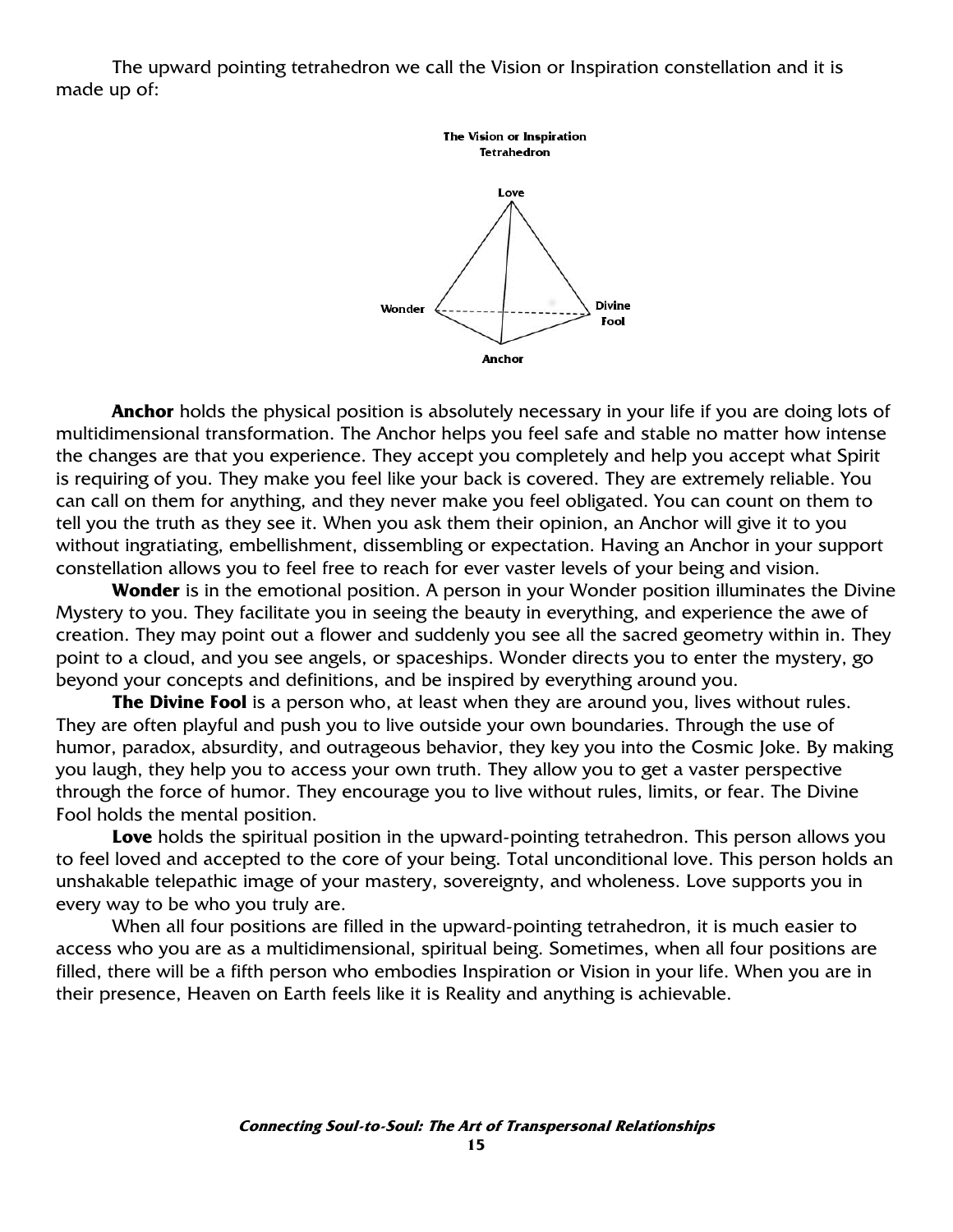The upward pointing tetrahedron we call the Vision or Inspiration constellation and it is made up of:

The Vision or Inspiration Tetrahedron

Love

Wonder

Divine Fool

Anchor

**Anchor** holds the physical position is absolutely necessary in your life if you are doing lots of multidimensional transformation. The Anchor helps you feel safe and stable no matter how intense the changes are that you experience. They accept you completely and help you accept what Spirit is requiring of you. They make you feel like your back is covered. They are extremely reliable. You can call on them for anything, and they never make you feel obligated. You can count on them to tell you the truth as they see it. When you ask them their opinion, an Anchor will give it to you without ingratiating, embellishment, dissembling or expectation. Having an Anchor in your support constellation allows you to feel free to reach for ever vaster levels of your being and vision.

**Wonder** is in the emotional position. A person in your Wonder position illuminates the Divine Mystery to you. They facilitate you in seeing the beauty in everything, and experience the awe of creation. They may point out a flower and suddenly you see all the sacred geometry within in. They point to a cloud, and you see angels, or spaceships. Wonder directs you to enter the mystery, go beyond your concepts and definitions, and be inspired by everything around you.

**The Divine Fool** is a person who, at least when they are around you, lives without rules. They are often playful and push you to live outside your own boundaries. Through the use of humor, paradox, absurdity, and outrageous behavior, they key you into the Cosmic Joke. By making you laugh, they help you to access your own truth. They allow you to get a vaster perspective through the force of humor. They encourage you to live without rules, limits, or fear. The Divine Fool holds the mental position.

**Love** holds the spiritual position in the upward-pointing tetrahedron. This person allows you to feel loved and accepted to the core of your being. Total unconditional love. This person holds an unshakable telepathic image of your mastery, sovereignty, and wholeness. Love supports you in every way to be who you truly are.

When all four positions are filled in the upward-pointing tetrahedron, it is much easier to access who you are as a multidimensional, spiritual being. Sometimes, when all four positions are filled, there will be a fifth person who embodies Inspiration or Vision in your life. When you are in their presence, Heaven on Earth feels like it is Reality and anything is achievable.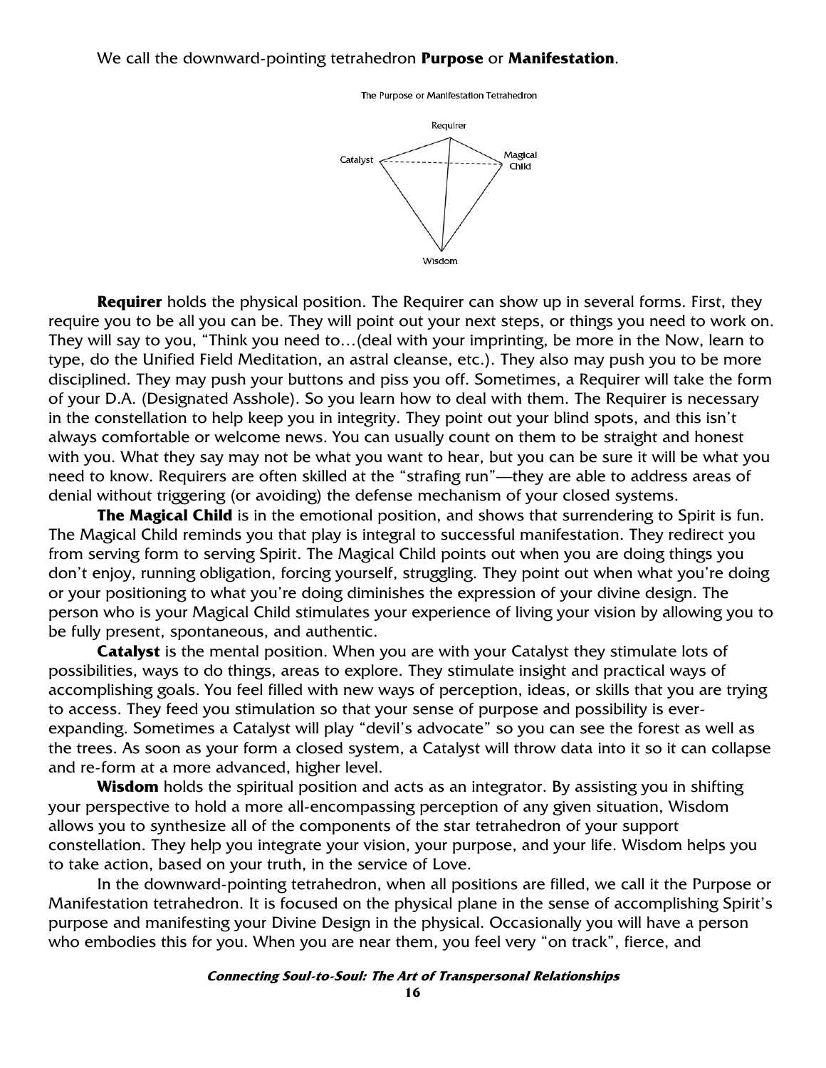We call the downward-pointing tetrahedron **Purpose** or **Manifestation**.

The Purpose or Manifestation Tetrahedron

Requirer

Catalyst

Magical Child

Wisdom

**Requirer** holds the physical position. The Requirer can show up in several forms. First, they require you to be all you can be. They will point out your next steps, or things you need to work on. They will say to you, "Think you need to…(deal with your imprinting, be more in the Now, learn to type, do the Unified Field Meditation, an astral cleanse, etc.). They also may push you to be more disciplined. They may push your buttons and piss you off. Sometimes, a Requirer will take the form of your D.A. (Designated Asshole). So you learn how to deal with them. The Requirer is necessary in the constellation to help keep you in integrity. They point out your blind spots, and this isn't always comfortable or welcome news. You can usually count on them to be straight and honest with you. What they say may not be what you want to hear, but you can be sure it will be what you need to know. Requirers are often skilled at the "strafing run"—they are able to address areas of denial without triggering (or avoiding) the defense mechanism of your closed systems.

**The Magical Child** is in the emotional position, and shows that surrendering to Spirit is fun. The Magical Child reminds you that play is integral to successful manifestation. They redirect you from serving form to serving Spirit. The Magical Child points out when you are doing things you don't enjoy, running obligation, forcing yourself, struggling. They point out when what you're doing or your positioning to what you're doing diminishes the expression of your divine design. The person who is your Magical Child stimulates your experience of living your vision by allowing you to be fully present, spontaneous, and authentic.

**Catalyst** is the mental position. When you are with your Catalyst they stimulate lots of possibilities, ways to do things, areas to explore. They stimulate insight and practical ways of accomplishing goals. You feel filled with new ways of perception, ideas, or skills that you are trying to access. They feed you stimulation so that your sense of purpose and possibility is ever-expanding. Sometimes a Catalyst will play "devil's advocate" so you can see the forest as well as the trees. As soon as your form a closed system, a Catalyst will throw data into it so it can collapse and re-form at a more advanced, higher level.

**Wisdom** holds the spiritual position and acts as an integrator. By assisting you in shifting your perspective to hold a more all-encompassing perception of any given situation, Wisdom allows you to synthesize all of the components of the star tetrahedron of your support constellation. They help you integrate your vision, your purpose, and your life. Wisdom helps you to take action, based on your truth, in the service of Love.

In the downward-pointing tetrahedron, when all positions are filled, we call it the Purpose or Manifestation tetrahedron. It is focused on the physical plane in the sense of accomplishing Spirit's purpose and manifesting your Divine Design in the physical. Occasionally you will have a person who embodies this for you. When you are near them, you feel very "on track", fierce, and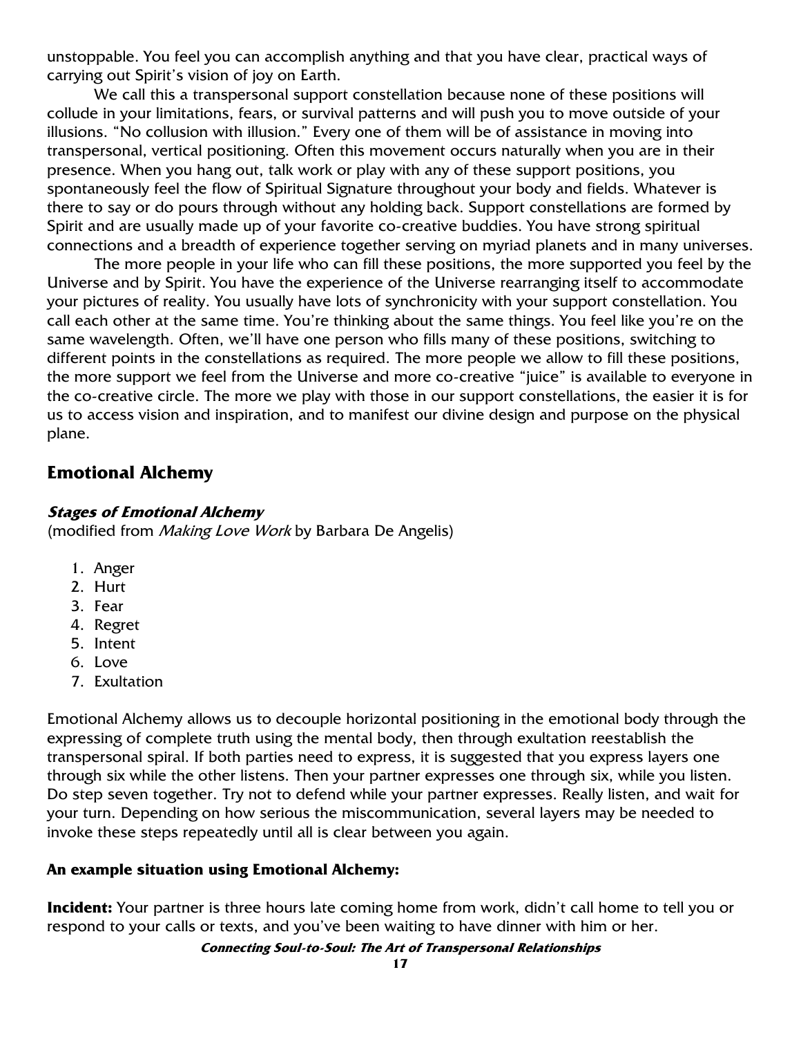unstoppable. You feel you can accomplish anything and that you have clear, practical ways of carrying out Spirit's vision of joy on Earth.

We call this a transpersonal support constellation because none of these positions will collude in your limitations, fears, or survival patterns and will push you to move outside of your illusions. "No collusion with illusion." Every one of them will be of assistance in moving into transpersonal, vertical positioning. Often this movement occurs naturally when you are in their presence. When you hang out, talk work or play with any of these support positions, you spontaneously feel the flow of Spiritual Signature throughout your body and fields. Whatever is there to say or do pours through without any holding back. Support constellations are formed by Spirit and are usually made up of your favorite co-creative buddies. You have strong spiritual connections and a breadth of experience together serving on myriad planets and in many universes.

The more people in your life who can fill these positions, the more supported you feel by the Universe and by Spirit. You have the experience of the Universe rearranging itself to accommodate your pictures of reality. You usually have lots of synchronicity with your support constellation. You call each other at the same time. You're thinking about the same things. You feel like you're on the same wavelength. Often, we'll have one person who fills many of these positions, switching to different points in the constellations as required. The more people we allow to fill these positions, the more support we feel from the Universe and more co-creative "juice" is available to everyone in the co-creative circle. The more we play with those in our support constellations, the easier it is for us to access vision and inspiration, and to manifest our divine design and purpose on the physical plane.

## Emotional Alchemy

### *Stages of Emotional Alchemy*

(modified from *Making Love Work* by Barbara De Angelis)

1. Anger
2. Hurt
3. Fear
4. Regret
5. Intent
6. Love
7. Exultation

Emotional Alchemy allows us to decouple horizontal positioning in the emotional body through the expressing of complete truth using the mental body, then through exultation reestablish the transpersonal spiral. If both parties need to express, it is suggested that you express layers one through six while the other listens. Then your partner expresses one through six, while you listen. Do step seven together. Try not to defend while your partner expresses. Really listen, and wait for your turn. Depending on how serious the miscommunication, several layers may be needed to invoke these steps repeatedly until all is clear between you again.

**An example situation using Emotional Alchemy:**

**Incident:** Your partner is three hours late coming home from work, didn't call home to tell you or respond to your calls or texts, and you've been waiting to have dinner with him or her.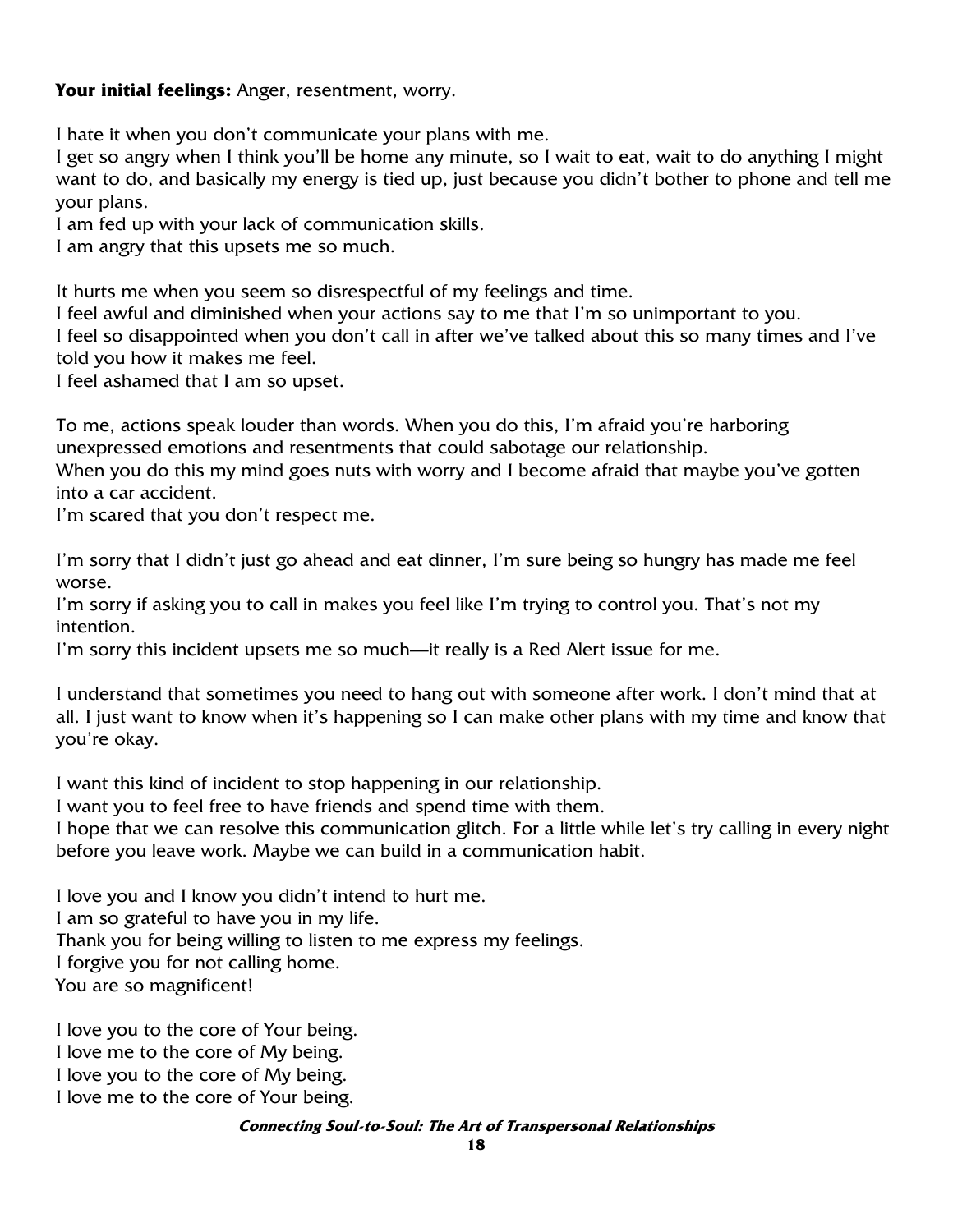**Your initial feelings:** Anger, resentment, worry.

I hate it when you don't communicate your plans with me.
I get so angry when I think you'll be home any minute, so I wait to eat, wait to do anything I might want to do, and basically my energy is tied up, just because you didn't bother to phone and tell me your plans.
I am fed up with your lack of communication skills.
I am angry that this upsets me so much.

It hurts me when you seem so disrespectful of my feelings and time.
I feel awful and diminished when your actions say to me that I'm so unimportant to you.
I feel so disappointed when you don't call in after we've talked about this so many times and I've told you how it makes me feel.
I feel ashamed that I am so upset.

To me, actions speak louder than words. When you do this, I'm afraid you're harboring unexpressed emotions and resentments that could sabotage our relationship.
When you do this my mind goes nuts with worry and I become afraid that maybe you've gotten into a car accident.
I'm scared that you don't respect me.

I'm sorry that I didn't just go ahead and eat dinner, I'm sure being so hungry has made me feel worse.
I'm sorry if asking you to call in makes you feel like I'm trying to control you. That's not my intention.
I'm sorry this incident upsets me so much—it really is a Red Alert issue for me.

I understand that sometimes you need to hang out with someone after work. I don't mind that at all. I just want to know when it's happening so I can make other plans with my time and know that you're okay.

I want this kind of incident to stop happening in our relationship.
I want you to feel free to have friends and spend time with them.
I hope that we can resolve this communication glitch. For a little while let's try calling in every night before you leave work. Maybe we can build in a communication habit.

I love you and I know you didn't intend to hurt me.
I am so grateful to have you in my life.
Thank you for being willing to listen to me express my feelings.
I forgive you for not calling home.
You are so magnificent!

I love you to the core of Your being.
I love me to the core of My being.
I love you to the core of My being.
I love me to the core of Your being.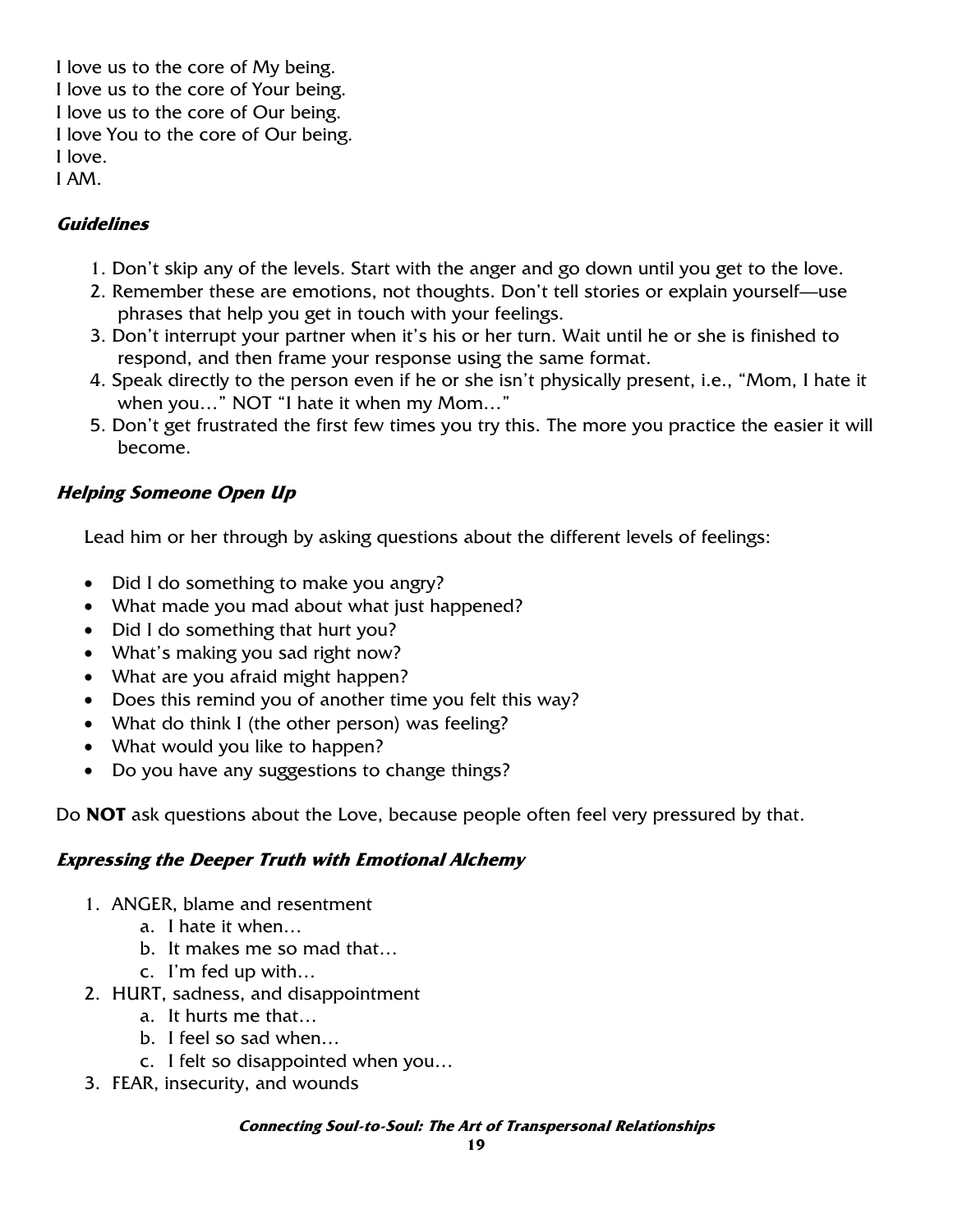I love us to the core of My being.
I love us to the core of Your being.
I love us to the core of Our being.
I love You to the core of Our being.
I love.
I AM.

### *Guidelines*

1. Don't skip any of the levels. Start with the anger and go down until you get to the love.
2. Remember these are emotions, not thoughts. Don't tell stories or explain yourself—use phrases that help you get in touch with your feelings.
3. Don't interrupt your partner when it's his or her turn. Wait until he or she is finished to respond, and then frame your response using the same format.
4. Speak directly to the person even if he or she isn't physically present, i.e., "Mom, I hate it when you…" NOT "I hate it when my Mom…"
5. Don't get frustrated the first few times you try this. The more you practice the easier it will become.

### *Helping Someone Open Up*

Lead him or her through by asking questions about the different levels of feelings:

- Did I do something to make you angry?
- What made you mad about what just happened?
- Did I do something that hurt you?
- What's making you sad right now?
- What are you afraid might happen?
- Does this remind you of another time you felt this way?
- What do think I (the other person) was feeling?
- What would you like to happen?
- Do you have any suggestions to change things?

Do **NOT** ask questions about the Love, because people often feel very pressured by that.

### *Expressing the Deeper Truth with Emotional Alchemy*

1. ANGER, blame and resentment
   a. I hate it when…
   b. It makes me so mad that…
   c. I'm fed up with…
2. HURT, sadness, and disappointment
   a. It hurts me that…
   b. I feel so sad when…
   c. I felt so disappointed when you…
3. FEAR, insecurity, and wounds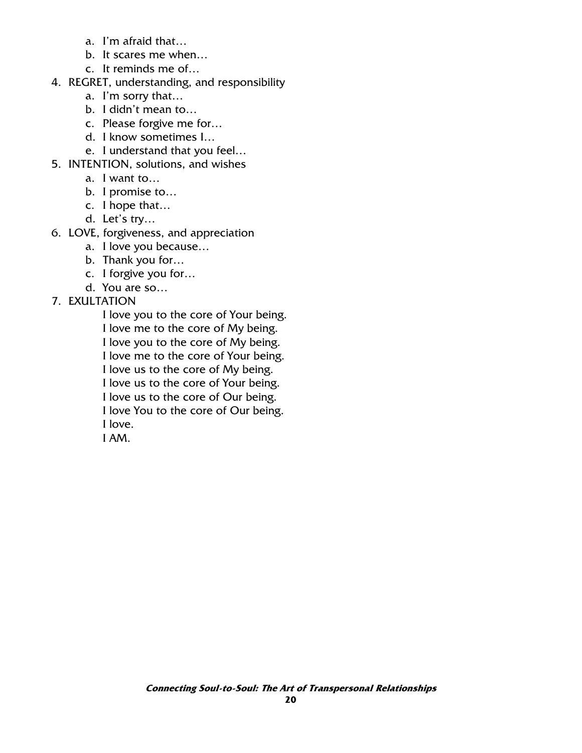a. I'm afraid that…
   b. It scares me when…
   c. It reminds me of…
4. REGRET, understanding, and responsibility
   a. I'm sorry that…
   b. I didn't mean to…
   c. Please forgive me for…
   d. I know sometimes I…
   e. I understand that you feel…
5. INTENTION, solutions, and wishes
   a. I want to…
   b. I promise to…
   c. I hope that…
   d. Let's try…
6. LOVE, forgiveness, and appreciation
   a. I love you because…
   b. Thank you for…
   c. I forgive you for…
   d. You are so…
7. EXULTATION

   I love you to the core of Your being.
   I love me to the core of My being.
   I love you to the core of My being.
   I love me to the core of Your being.
   I love us to the core of My being.
   I love us to the core of Your being.
   I love us to the core of Our being.
   I love You to the core of Our being.
   I love.
   I AM.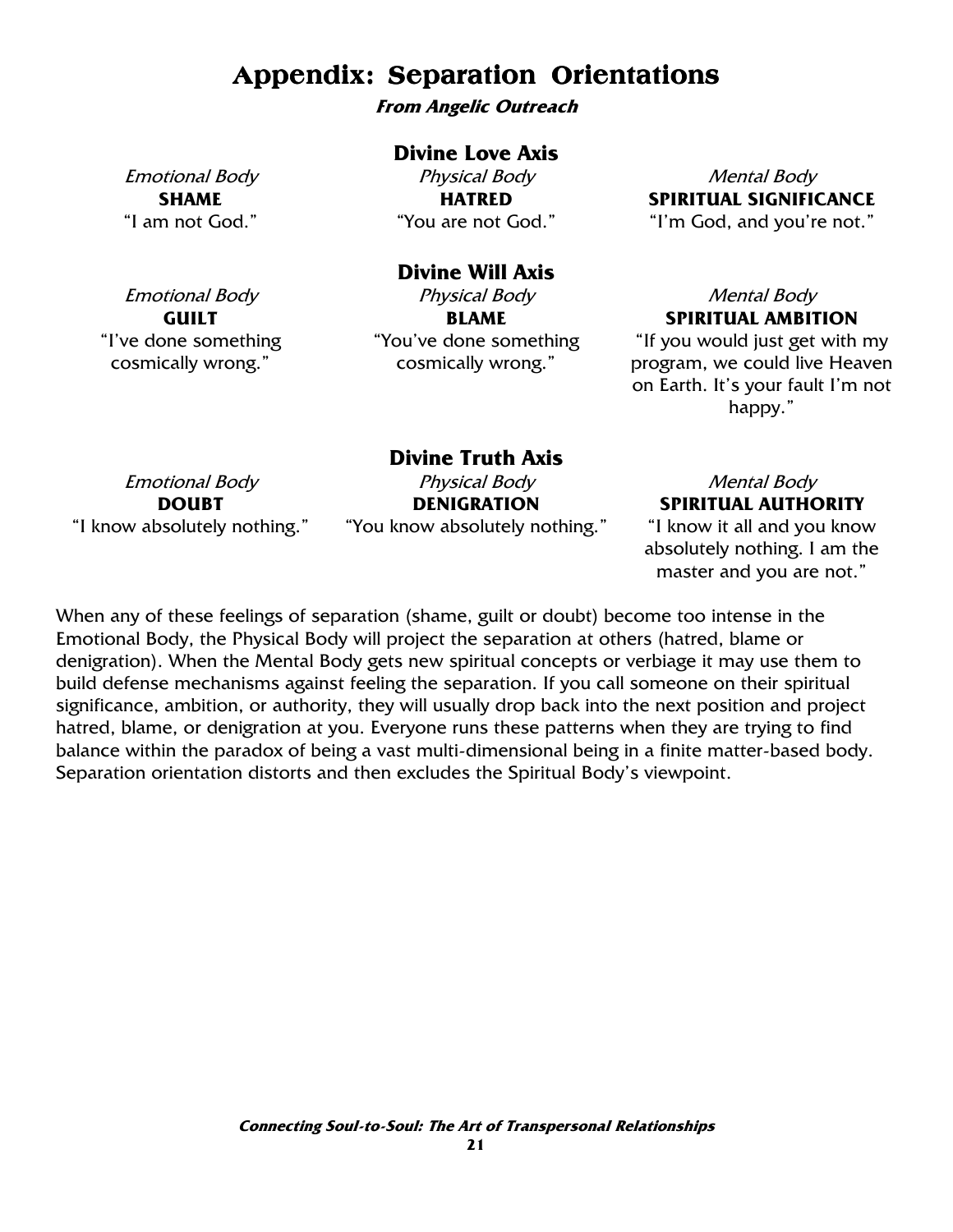# Appendix: Separation Orientations

***From Angelic Outreach***

## Divine Love Axis

| *Emotional Body* | *Physical Body* | *Mental Body* |
| --- | --- | --- |
| **SHAME** | **HATRED** | **SPIRITUAL SIGNIFICANCE** |
| "I am not God." | "You are not God." | "I'm God, and you're not." |

## Divine Will Axis

| *Emotional Body* | *Physical Body* | *Mental Body* |
| --- | --- | --- |
| **GUILT** | **BLAME** | **SPIRITUAL AMBITION** |
| "I've done something cosmically wrong." | "You've done something cosmically wrong." | "If you would just get with my program, we could live Heaven on Earth. It's your fault I'm not happy." |

## Divine Truth Axis

| *Emotional Body* | *Physical Body* | *Mental Body* |
| --- | --- | --- |
| **DOUBT** | **DENIGRATION** | **SPIRITUAL AUTHORITY** |
| "I know absolutely nothing." | "You know absolutely nothing." | "I know it all and you know absolutely nothing. I am the master and you are not." |

When any of these feelings of separation (shame, guilt or doubt) become too intense in the Emotional Body, the Physical Body will project the separation at others (hatred, blame or denigration). When the Mental Body gets new spiritual concepts or verbiage it may use them to build defense mechanisms against feeling the separation. If you call someone on their spiritual significance, ambition, or authority, they will usually drop back into the next position and project hatred, blame, or denigration at you. Everyone runs these patterns when they are trying to find balance within the paradox of being a vast multi-dimensional being in a finite matter-based body. Separation orientation distorts and then excludes the Spiritual Body's viewpoint.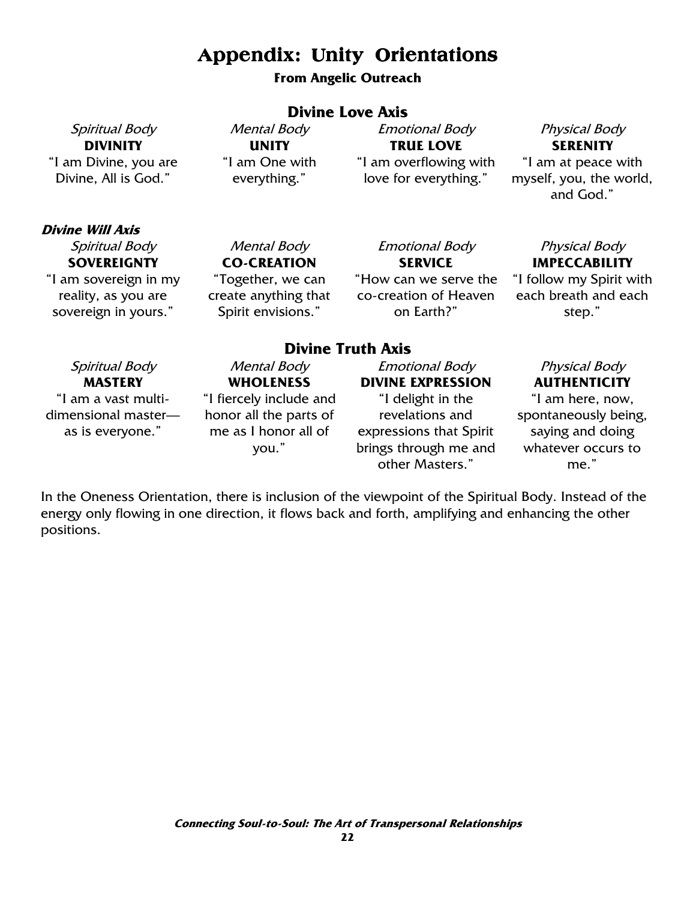# Appendix: Unity Orientations

**From Angelic Outreach**

## Divine Love Axis

| *Spiritual Body* | *Mental Body* | *Emotional Body* | *Physical Body* |
|---|---|---|---|
| **DIVINITY** | **UNITY** | **TRUE LOVE** | **SERENITY** |
| "I am Divine, you are Divine, All is God." | "I am One with everything." | "I am overflowing with love for everything." | "I am at peace with myself, you, the world, and God." |

***Divine Will Axis***

| *Spiritual Body* | *Mental Body* | *Emotional Body* | *Physical Body* |
|---|---|---|---|
| **SOVEREIGNTY** | **CO-CREATION** | **SERVICE** | **IMPECCABILITY** |
| "I am sovereign in my reality, as you are sovereign in yours." | "Together, we can create anything that Spirit envisions." | "How can we serve the co-creation of Heaven on Earth?" | "I follow my Spirit with each breath and each step." |

## Divine Truth Axis

| *Spiritual Body* | *Mental Body* | *Emotional Body* | *Physical Body* |
|---|---|---|---|
| **MASTERY** | **WHOLENESS** | **DIVINE EXPRESSION** | **AUTHENTICITY** |
| "I am a vast multi-dimensional master—as is everyone." | "I fiercely include and honor all the parts of me as I honor all of you." | "I delight in the revelations and expressions that Spirit brings through me and other Masters." | "I am here, now, spontaneously being, saying and doing whatever occurs to me." |

In the Oneness Orientation, there is inclusion of the viewpoint of the Spiritual Body. Instead of the energy only flowing in one direction, it flows back and forth, amplifying and enhancing the other positions.